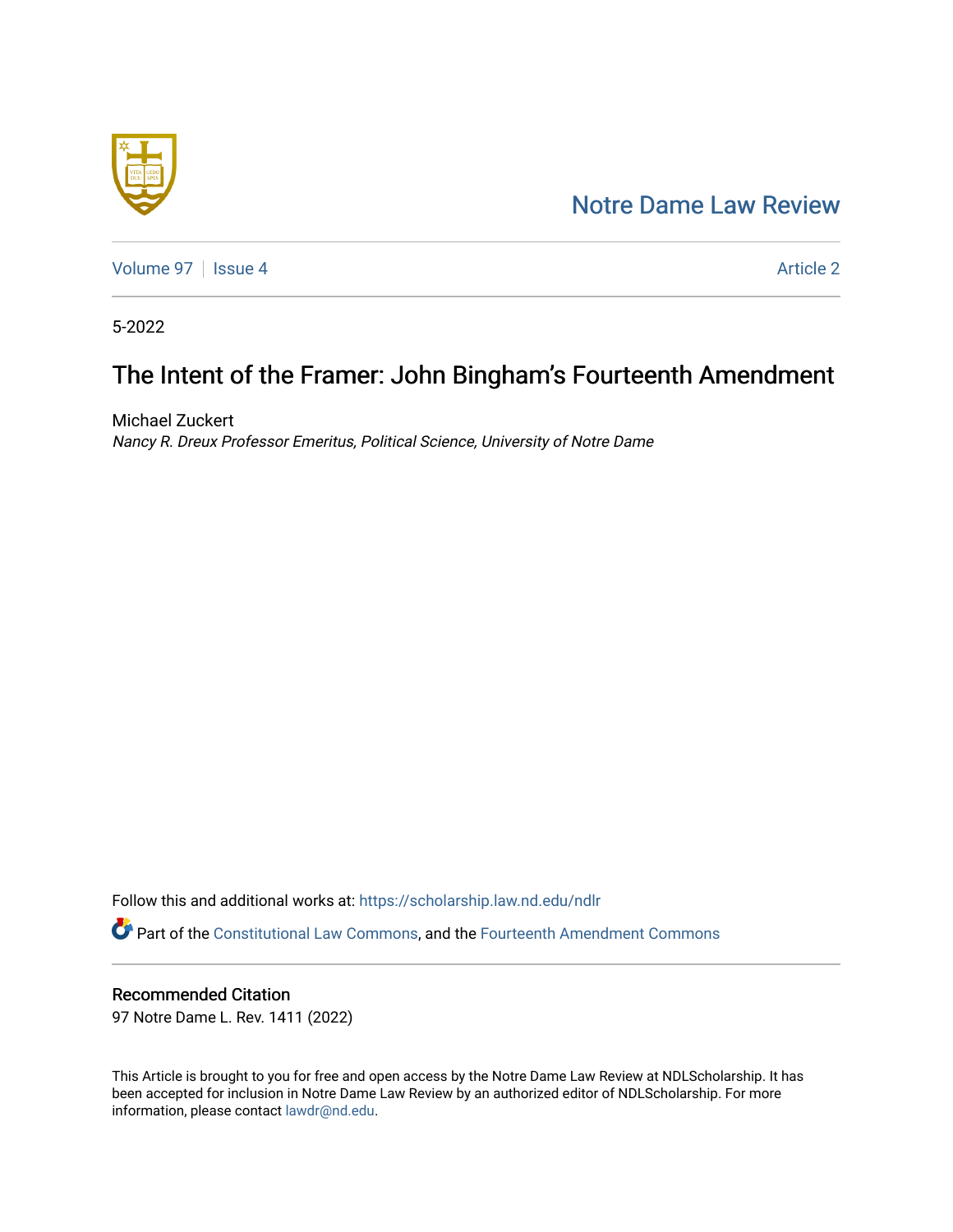Notre Dame Law Review

Volume 97 | Issue 4 | Article 2

5-2022

# The Intent of the Framer: John Bingham's Fourteenth Amendment

Michael Zuckert
*Nancy R. Dreux Professor Emeritus, Political Science, University of Notre Dame*

Follow this and additional works at: https://scholarship.law.nd.edu/ndlr

Part of the Constitutional Law Commons, and the Fourteenth Amendment Commons

## Recommended Citation

97 Notre Dame L. Rev. 1411 (2022)

This Article is brought to you for free and open access by the Notre Dame Law Review at NDLScholarship. It has been accepted for inclusion in Notre Dame Law Review by an authorized editor of NDLScholarship. For more information, please contact lawdr@nd.edu.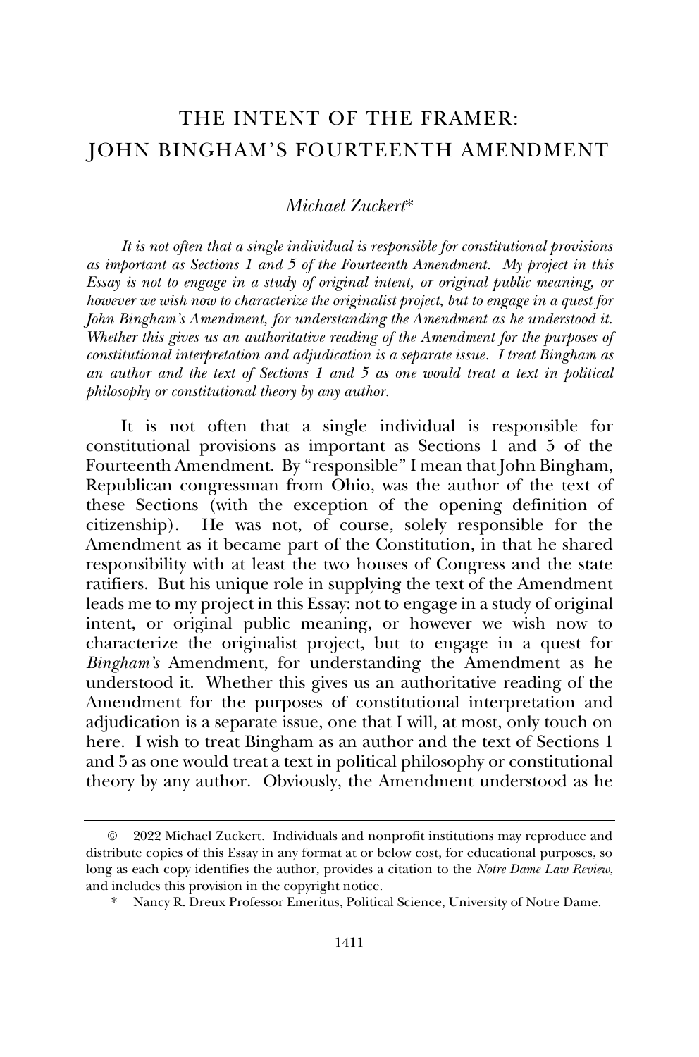# THE INTENT OF THE FRAMER: JOHN BINGHAM'S FOURTEENTH AMENDMENT

*Michael Zuckert\**

*It is not often that a single individual is responsible for constitutional provisions as important as Sections 1 and 5 of the Fourteenth Amendment. My project in this Essay is not to engage in a study of original intent, or original public meaning, or however we wish now to characterize the originalist project, but to engage in a quest for John Bingham's Amendment, for understanding the Amendment as he understood it. Whether this gives us an authoritative reading of the Amendment for the purposes of constitutional interpretation and adjudication is a separate issue. I treat Bingham as an author and the text of Sections 1 and 5 as one would treat a text in political philosophy or constitutional theory by any author.*

It is not often that a single individual is responsible for constitutional provisions as important as Sections 1 and 5 of the Fourteenth Amendment. By "responsible" I mean that John Bingham, Republican congressman from Ohio, was the author of the text of these Sections (with the exception of the opening definition of citizenship). He was not, of course, solely responsible for the Amendment as it became part of the Constitution, in that he shared responsibility with at least the two houses of Congress and the state ratifiers. But his unique role in supplying the text of the Amendment leads me to my project in this Essay: not to engage in a study of original intent, or original public meaning, or however we wish now to characterize the originalist project, but to engage in a quest for *Bingham's* Amendment, for understanding the Amendment as he understood it. Whether this gives us an authoritative reading of the Amendment for the purposes of constitutional interpretation and adjudication is a separate issue, one that I will, at most, only touch on here. I wish to treat Bingham as an author and the text of Sections 1 and 5 as one would treat a text in political philosophy or constitutional theory by any author. Obviously, the Amendment understood as he

---

© 2022 Michael Zuckert. Individuals and nonprofit institutions may reproduce and distribute copies of this Essay in any format at or below cost, for educational purposes, so long as each copy identifies the author, provides a citation to the *Notre Dame Law Review*, and includes this provision in the copyright notice.

\* Nancy R. Dreux Professor Emeritus, Political Science, University of Notre Dame.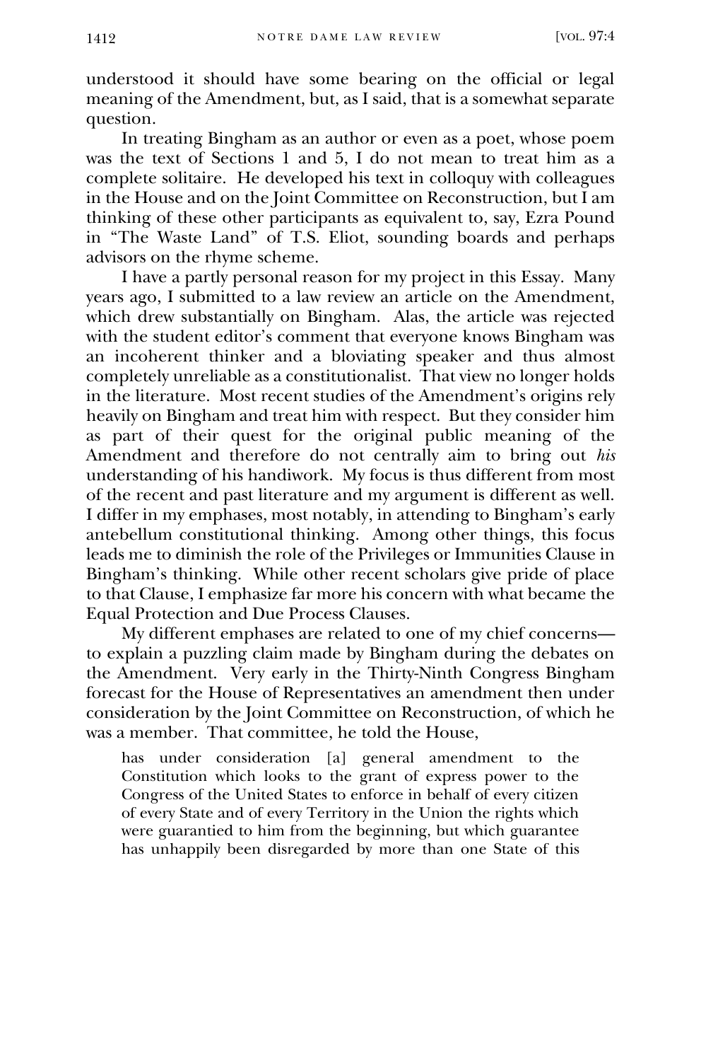understood it should have some bearing on the official or legal meaning of the Amendment, but, as I said, that is a somewhat separate question.

In treating Bingham as an author or even as a poet, whose poem was the text of Sections 1 and 5, I do not mean to treat him as a complete solitaire. He developed his text in colloquy with colleagues in the House and on the Joint Committee on Reconstruction, but I am thinking of these other participants as equivalent to, say, Ezra Pound in "The Waste Land" of T.S. Eliot, sounding boards and perhaps advisors on the rhyme scheme.

I have a partly personal reason for my project in this Essay. Many years ago, I submitted to a law review an article on the Amendment, which drew substantially on Bingham. Alas, the article was rejected with the student editor's comment that everyone knows Bingham was an incoherent thinker and a bloviating speaker and thus almost completely unreliable as a constitutionalist. That view no longer holds in the literature. Most recent studies of the Amendment's origins rely heavily on Bingham and treat him with respect. But they consider him as part of their quest for the original public meaning of the Amendment and therefore do not centrally aim to bring out *his* understanding of his handiwork. My focus is thus different from most of the recent and past literature and my argument is different as well. I differ in my emphases, most notably, in attending to Bingham's early antebellum constitutional thinking. Among other things, this focus leads me to diminish the role of the Privileges or Immunities Clause in Bingham's thinking. While other recent scholars give pride of place to that Clause, I emphasize far more his concern with what became the Equal Protection and Due Process Clauses.

My different emphases are related to one of my chief concerns—to explain a puzzling claim made by Bingham during the debates on the Amendment. Very early in the Thirty-Ninth Congress Bingham forecast for the House of Representatives an amendment then under consideration by the Joint Committee on Reconstruction, of which he was a member. That committee, he told the House,

> has under consideration [a] general amendment to the Constitution which looks to the grant of express power to the Congress of the United States to enforce in behalf of every citizen of every State and of every Territory in the Union the rights which were guarantied to him from the beginning, but which guarantee has unhappily been disregarded by more than one State of this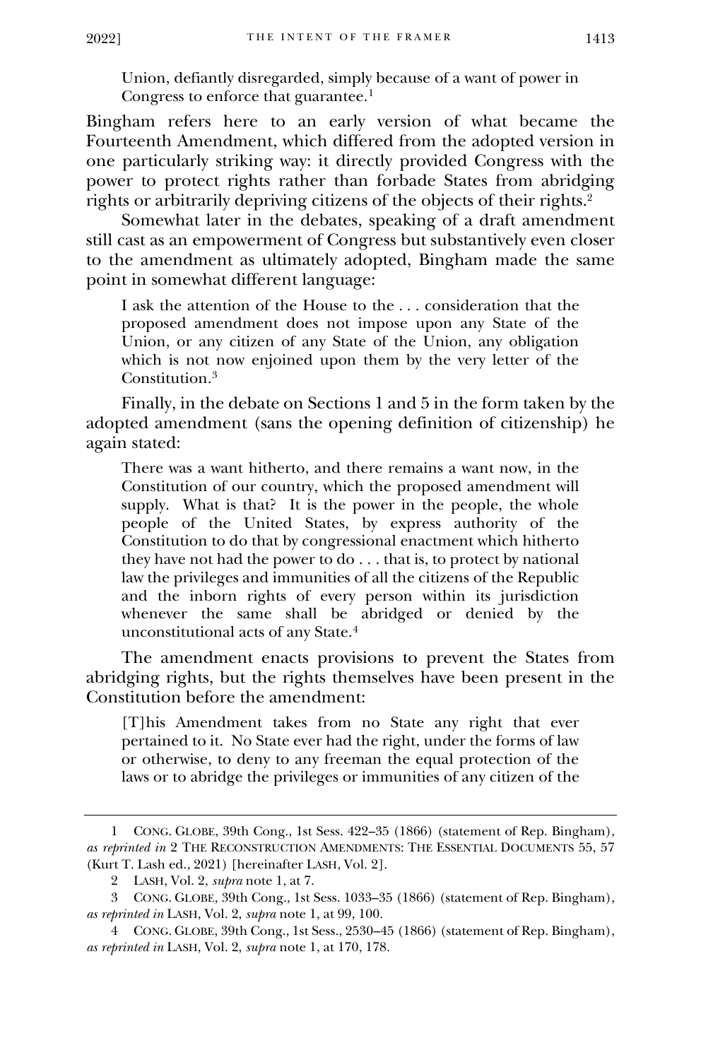> Union, defiantly disregarded, simply because of a want of power in Congress to enforce that guarantee.[1]

Bingham refers here to an early version of what became the Fourteenth Amendment, which differed from the adopted version in one particularly striking way: it directly provided Congress with the power to protect rights rather than forbade States from abridging rights or arbitrarily depriving citizens of the objects of their rights.[2]

Somewhat later in the debates, speaking of a draft amendment still cast as an empowerment of Congress but substantively even closer to the amendment as ultimately adopted, Bingham made the same point in somewhat different language:

> I ask the attention of the House to the . . . consideration that the proposed amendment does not impose upon any State of the Union, or any citizen of any State of the Union, any obligation which is not now enjoined upon them by the very letter of the Constitution.[3]

Finally, in the debate on Sections 1 and 5 in the form taken by the adopted amendment (sans the opening definition of citizenship) he again stated:

> There was a want hitherto, and there remains a want now, in the Constitution of our country, which the proposed amendment will supply. What is that? It is the power in the people, the whole people of the United States, by express authority of the Constitution to do that by congressional enactment which hitherto they have not had the power to do . . . that is, to protect by national law the privileges and immunities of all the citizens of the Republic and the inborn rights of every person within its jurisdiction whenever the same shall be abridged or denied by the unconstitutional acts of any State.[4]

The amendment enacts provisions to prevent the States from abridging rights, but the rights themselves have been present in the Constitution before the amendment:

> [T]his Amendment takes from no State any right that ever pertained to it. No State ever had the right, under the forms of law or otherwise, to deny to any freeman the equal protection of the laws or to abridge the privileges or immunities of any citizen of the

---

1 CONG. GLOBE, 39th Cong., 1st Sess. 422–35 (1866) (statement of Rep. Bingham), *as reprinted in* 2 THE RECONSTRUCTION AMENDMENTS: THE ESSENTIAL DOCUMENTS 55, 57 (Kurt T. Lash ed., 2021) [hereinafter LASH, Vol. 2].

2 LASH, Vol. 2, *supra* note 1, at 7.

3 CONG. GLOBE, 39th Cong., 1st Sess. 1033–35 (1866) (statement of Rep. Bingham), *as reprinted in* LASH, Vol. 2, *supra* note 1, at 99, 100.

4 CONG. GLOBE, 39th Cong., 1st Sess., 2530–45 (1866) (statement of Rep. Bingham), *as reprinted in* LASH, Vol. 2, *supra* note 1, at 170, 178.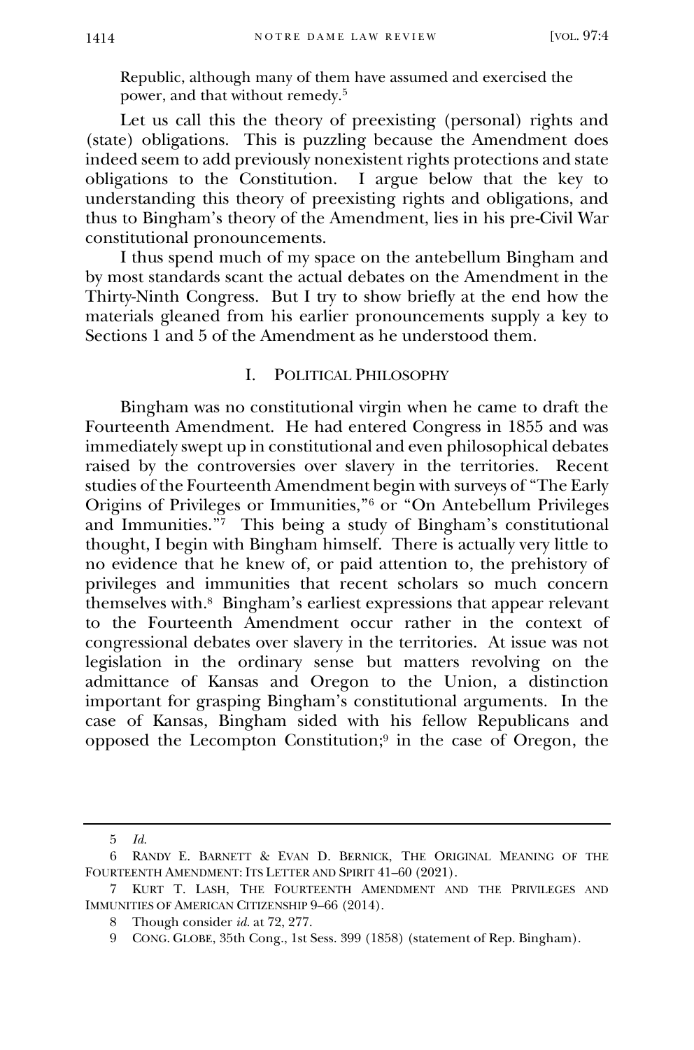Republic, although many of them have assumed and exercised the power, and that without remedy.[5]

Let us call this the theory of preexisting (personal) rights and (state) obligations. This is puzzling because the Amendment does indeed seem to add previously nonexistent rights protections and state obligations to the Constitution. I argue below that the key to understanding this theory of preexisting rights and obligations, and thus to Bingham's theory of the Amendment, lies in his pre-Civil War constitutional pronouncements.

I thus spend much of my space on the antebellum Bingham and by most standards scant the actual debates on the Amendment in the Thirty-Ninth Congress. But I try to show briefly at the end how the materials gleaned from his earlier pronouncements supply a key to Sections 1 and 5 of the Amendment as he understood them.

## I. POLITICAL PHILOSOPHY

Bingham was no constitutional virgin when he came to draft the Fourteenth Amendment. He had entered Congress in 1855 and was immediately swept up in constitutional and even philosophical debates raised by the controversies over slavery in the territories. Recent studies of the Fourteenth Amendment begin with surveys of "The Early Origins of Privileges or Immunities,"[6] or "On Antebellum Privileges and Immunities."[7] This being a study of Bingham's constitutional thought, I begin with Bingham himself. There is actually very little to no evidence that he knew of, or paid attention to, the prehistory of privileges and immunities that recent scholars so much concern themselves with.[8] Bingham's earliest expressions that appear relevant to the Fourteenth Amendment occur rather in the context of congressional debates over slavery in the territories. At issue was not legislation in the ordinary sense but matters revolving on the admittance of Kansas and Oregon to the Union, a distinction important for grasping Bingham's constitutional arguments. In the case of Kansas, Bingham sided with his fellow Republicans and opposed the Lecompton Constitution;[9] in the case of Oregon, the

---

5 *Id.*

6 RANDY E. BARNETT & EVAN D. BERNICK, THE ORIGINAL MEANING OF THE FOURTEENTH AMENDMENT: ITS LETTER AND SPIRIT 41–60 (2021).

7 KURT T. LASH, THE FOURTEENTH AMENDMENT AND THE PRIVILEGES AND IMMUNITIES OF AMERICAN CITIZENSHIP 9–66 (2014).

8 Though consider *id.* at 72, 277.

9 CONG. GLOBE, 35th Cong., 1st Sess. 399 (1858) (statement of Rep. Bingham).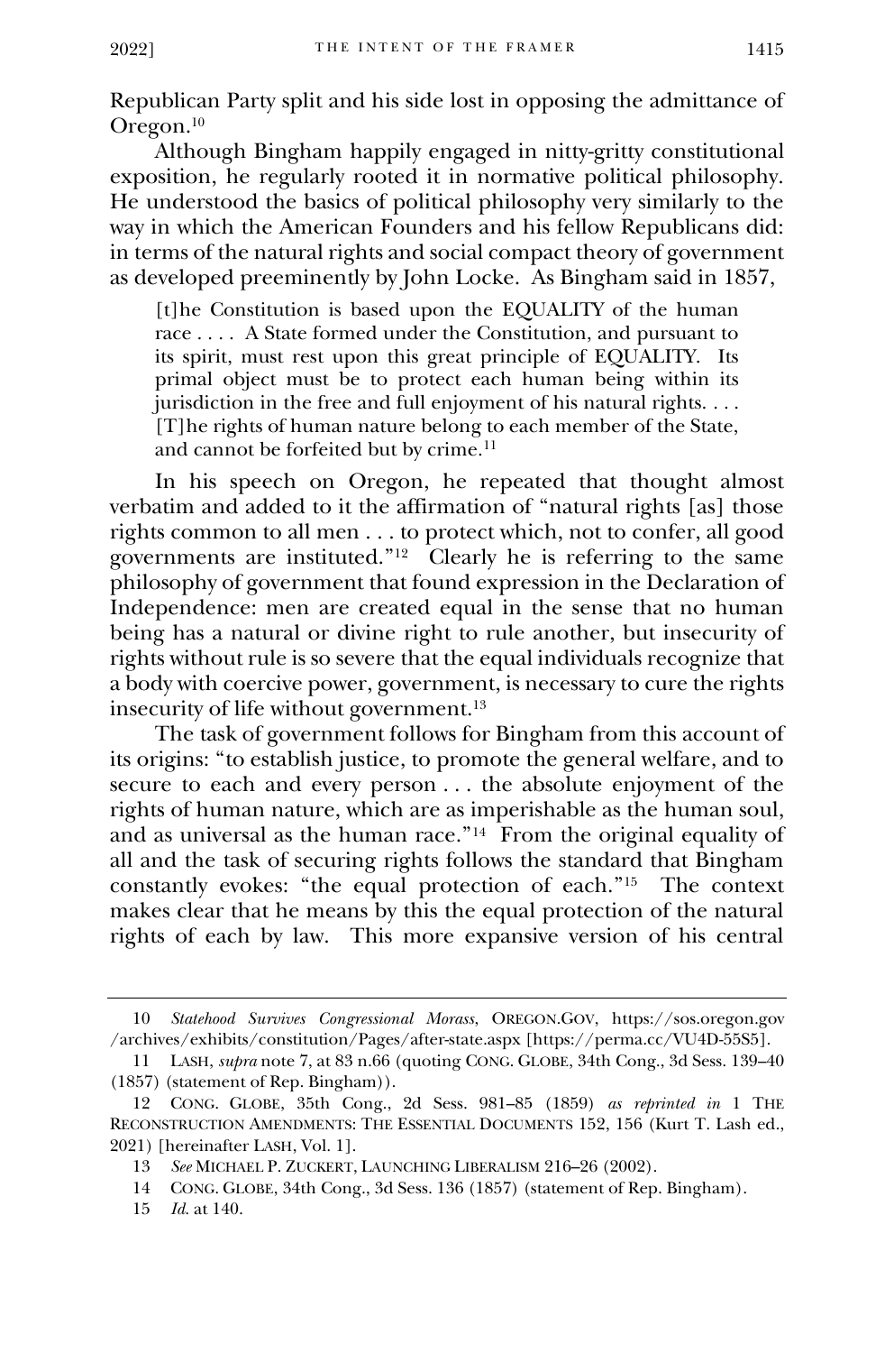Republican Party split and his side lost in opposing the admittance of Oregon.[10]

Although Bingham happily engaged in nitty-gritty constitutional exposition, he regularly rooted it in normative political philosophy. He understood the basics of political philosophy very similarly to the way in which the American Founders and his fellow Republicans did: in terms of the natural rights and social compact theory of government as developed preeminently by John Locke. As Bingham said in 1857,

> [t]he Constitution is based upon the EQUALITY of the human race . . . . A State formed under the Constitution, and pursuant to its spirit, must rest upon this great principle of EQUALITY. Its primal object must be to protect each human being within its jurisdiction in the free and full enjoyment of his natural rights. . . . [T]he rights of human nature belong to each member of the State, and cannot be forfeited but by crime.[11]

In his speech on Oregon, he repeated that thought almost verbatim and added to it the affirmation of "natural rights [as] those rights common to all men . . . to protect which, not to confer, all good governments are instituted."[12] Clearly he is referring to the same philosophy of government that found expression in the Declaration of Independence: men are created equal in the sense that no human being has a natural or divine right to rule another, but insecurity of rights without rule is so severe that the equal individuals recognize that a body with coercive power, government, is necessary to cure the rights insecurity of life without government.[13]

The task of government follows for Bingham from this account of its origins: "to establish justice, to promote the general welfare, and to secure to each and every person . . . the absolute enjoyment of the rights of human nature, which are as imperishable as the human soul, and as universal as the human race."[14] From the original equality of all and the task of securing rights follows the standard that Bingham constantly evokes: "the equal protection of each."[15] The context makes clear that he means by this the equal protection of the natural rights of each by law. This more expansive version of his central

---

10 *Statehood Survives Congressional Morass*, OREGON.GOV, https://sos.oregon.gov/archives/exhibits/constitution/Pages/after-state.aspx [https://perma.cc/VU4D-55S5].

11 LASH, *supra* note 7, at 83 n.66 (quoting CONG. GLOBE, 34th Cong., 3d Sess. 139–40 (1857) (statement of Rep. Bingham)).

12 CONG. GLOBE, 35th Cong., 2d Sess. 981–85 (1859) *as reprinted in* 1 THE RECONSTRUCTION AMENDMENTS: THE ESSENTIAL DOCUMENTS 152, 156 (Kurt T. Lash ed., 2021) [hereinafter LASH, Vol. 1].

13 *See* MICHAEL P. ZUCKERT, LAUNCHING LIBERALISM 216–26 (2002).

14 CONG. GLOBE, 34th Cong., 3d Sess. 136 (1857) (statement of Rep. Bingham).

15 *Id.* at 140.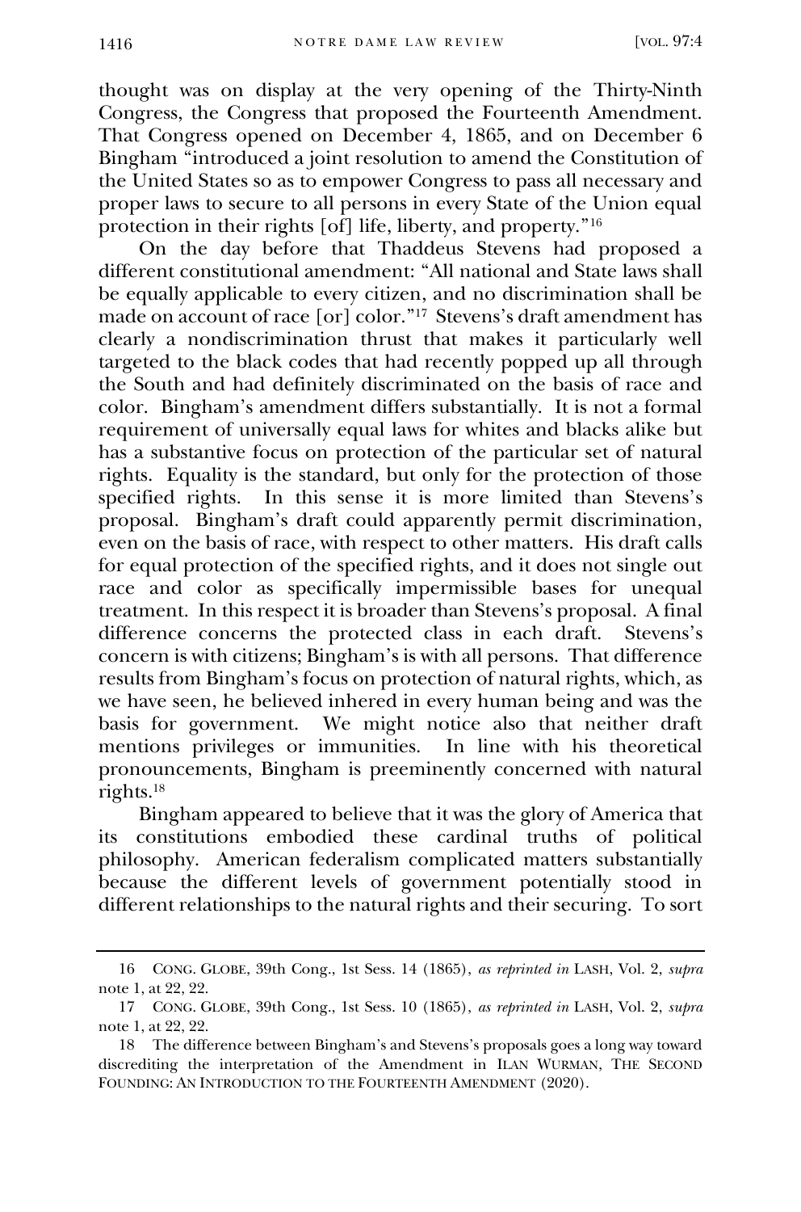thought was on display at the very opening of the Thirty-Ninth Congress, the Congress that proposed the Fourteenth Amendment. That Congress opened on December 4, 1865, and on December 6 Bingham "introduced a joint resolution to amend the Constitution of the United States so as to empower Congress to pass all necessary and proper laws to secure to all persons in every State of the Union equal protection in their rights [of] life, liberty, and property."[16]

On the day before that Thaddeus Stevens had proposed a different constitutional amendment: "All national and State laws shall be equally applicable to every citizen, and no discrimination shall be made on account of race [or] color."[17] Stevens's draft amendment has clearly a nondiscrimination thrust that makes it particularly well targeted to the black codes that had recently popped up all through the South and had definitely discriminated on the basis of race and color. Bingham's amendment differs substantially. It is not a formal requirement of universally equal laws for whites and blacks alike but has a substantive focus on protection of the particular set of natural rights. Equality is the standard, but only for the protection of those specified rights. In this sense it is more limited than Stevens's proposal. Bingham's draft could apparently permit discrimination, even on the basis of race, with respect to other matters. His draft calls for equal protection of the specified rights, and it does not single out race and color as specifically impermissible bases for unequal treatment. In this respect it is broader than Stevens's proposal. A final difference concerns the protected class in each draft. Stevens's concern is with citizens; Bingham's is with all persons. That difference results from Bingham's focus on protection of natural rights, which, as we have seen, he believed inhered in every human being and was the basis for government. We might notice also that neither draft mentions privileges or immunities. In line with his theoretical pronouncements, Bingham is preeminently concerned with natural rights.[18]

Bingham appeared to believe that it was the glory of America that its constitutions embodied these cardinal truths of political philosophy. American federalism complicated matters substantially because the different levels of government potentially stood in different relationships to the natural rights and their securing. To sort

---

16 CONG. GLOBE, 39th Cong., 1st Sess. 14 (1865), *as reprinted in* LASH, Vol. 2, *supra* note 1, at 22, 22.

17 CONG. GLOBE, 39th Cong., 1st Sess. 10 (1865), *as reprinted in* LASH, Vol. 2, *supra* note 1, at 22, 22.

18 The difference between Bingham's and Stevens's proposals goes a long way toward discrediting the interpretation of the Amendment in ILAN WURMAN, THE SECOND FOUNDING: AN INTRODUCTION TO THE FOURTEENTH AMENDMENT (2020).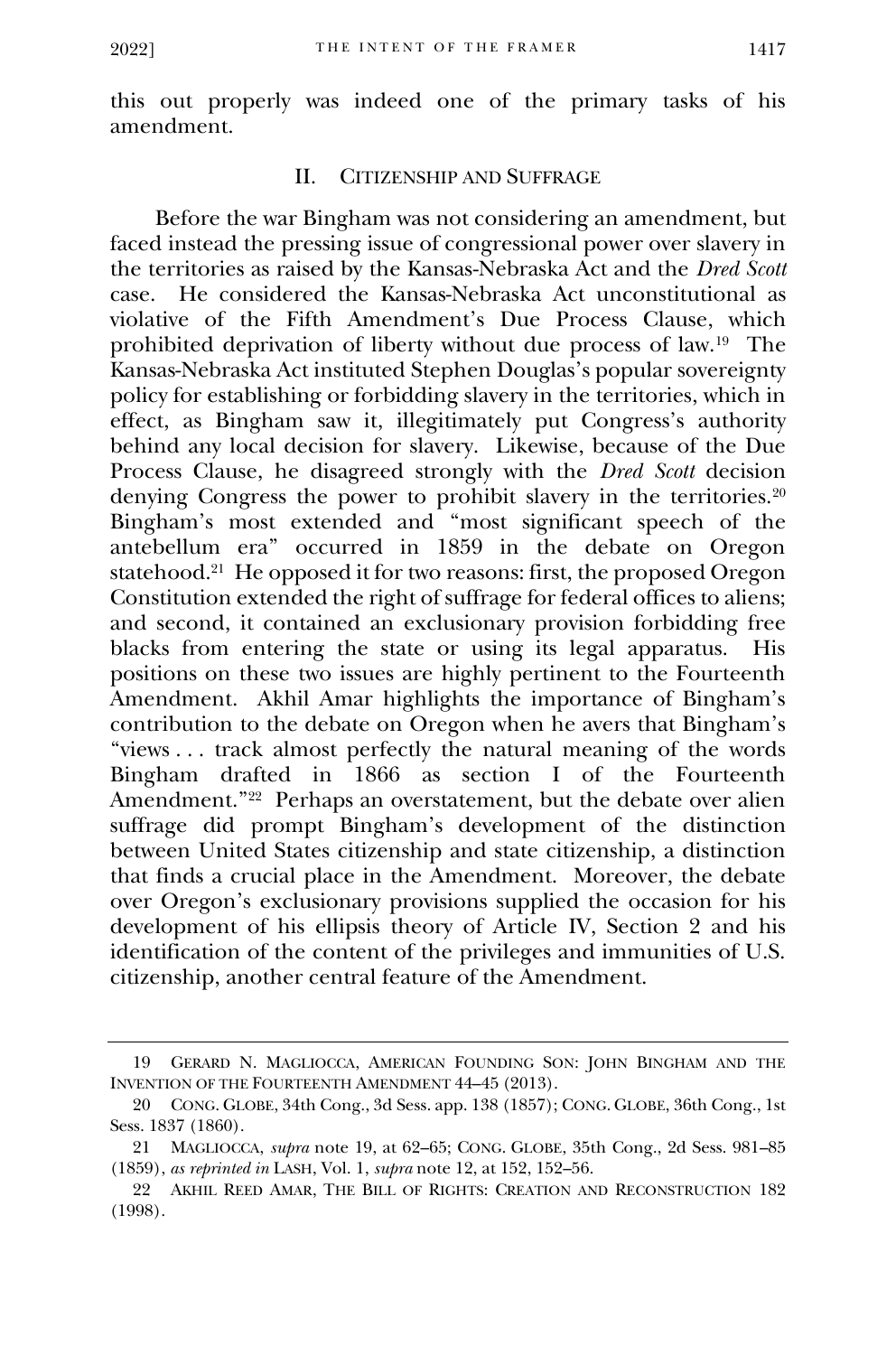this out properly was indeed one of the primary tasks of his amendment.

## II. CITIZENSHIP AND SUFFRAGE

Before the war Bingham was not considering an amendment, but faced instead the pressing issue of congressional power over slavery in the territories as raised by the Kansas-Nebraska Act and the *Dred Scott* case. He considered the Kansas-Nebraska Act unconstitutional as violative of the Fifth Amendment's Due Process Clause, which prohibited deprivation of liberty without due process of law.[19] The Kansas-Nebraska Act instituted Stephen Douglas's popular sovereignty policy for establishing or forbidding slavery in the territories, which in effect, as Bingham saw it, illegitimately put Congress's authority behind any local decision for slavery. Likewise, because of the Due Process Clause, he disagreed strongly with the *Dred Scott* decision denying Congress the power to prohibit slavery in the territories.[20] Bingham's most extended and "most significant speech of the antebellum era" occurred in 1859 in the debate on Oregon statehood.[21] He opposed it for two reasons: first, the proposed Oregon Constitution extended the right of suffrage for federal offices to aliens; and second, it contained an exclusionary provision forbidding free blacks from entering the state or using its legal apparatus. His positions on these two issues are highly pertinent to the Fourteenth Amendment. Akhil Amar highlights the importance of Bingham's contribution to the debate on Oregon when he avers that Bingham's "views . . . track almost perfectly the natural meaning of the words Bingham drafted in 1866 as section I of the Fourteenth Amendment."[22] Perhaps an overstatement, but the debate over alien suffrage did prompt Bingham's development of the distinction between United States citizenship and state citizenship, a distinction that finds a crucial place in the Amendment. Moreover, the debate over Oregon's exclusionary provisions supplied the occasion for his development of his ellipsis theory of Article IV, Section 2 and his identification of the content of the privileges and immunities of U.S. citizenship, another central feature of the Amendment.

---

19 GERARD N. MAGLIOCCA, AMERICAN FOUNDING SON: JOHN BINGHAM AND THE INVENTION OF THE FOURTEENTH AMENDMENT 44–45 (2013).

20 CONG. GLOBE, 34th Cong., 3d Sess. app. 138 (1857); CONG. GLOBE, 36th Cong., 1st Sess. 1837 (1860).

21 MAGLIOCCA, *supra* note 19, at 62–65; CONG. GLOBE, 35th Cong., 2d Sess. 981–85 (1859), *as reprinted in* LASH, Vol. 1, *supra* note 12, at 152, 152–56.

22 AKHIL REED AMAR, THE BILL OF RIGHTS: CREATION AND RECONSTRUCTION 182 (1998).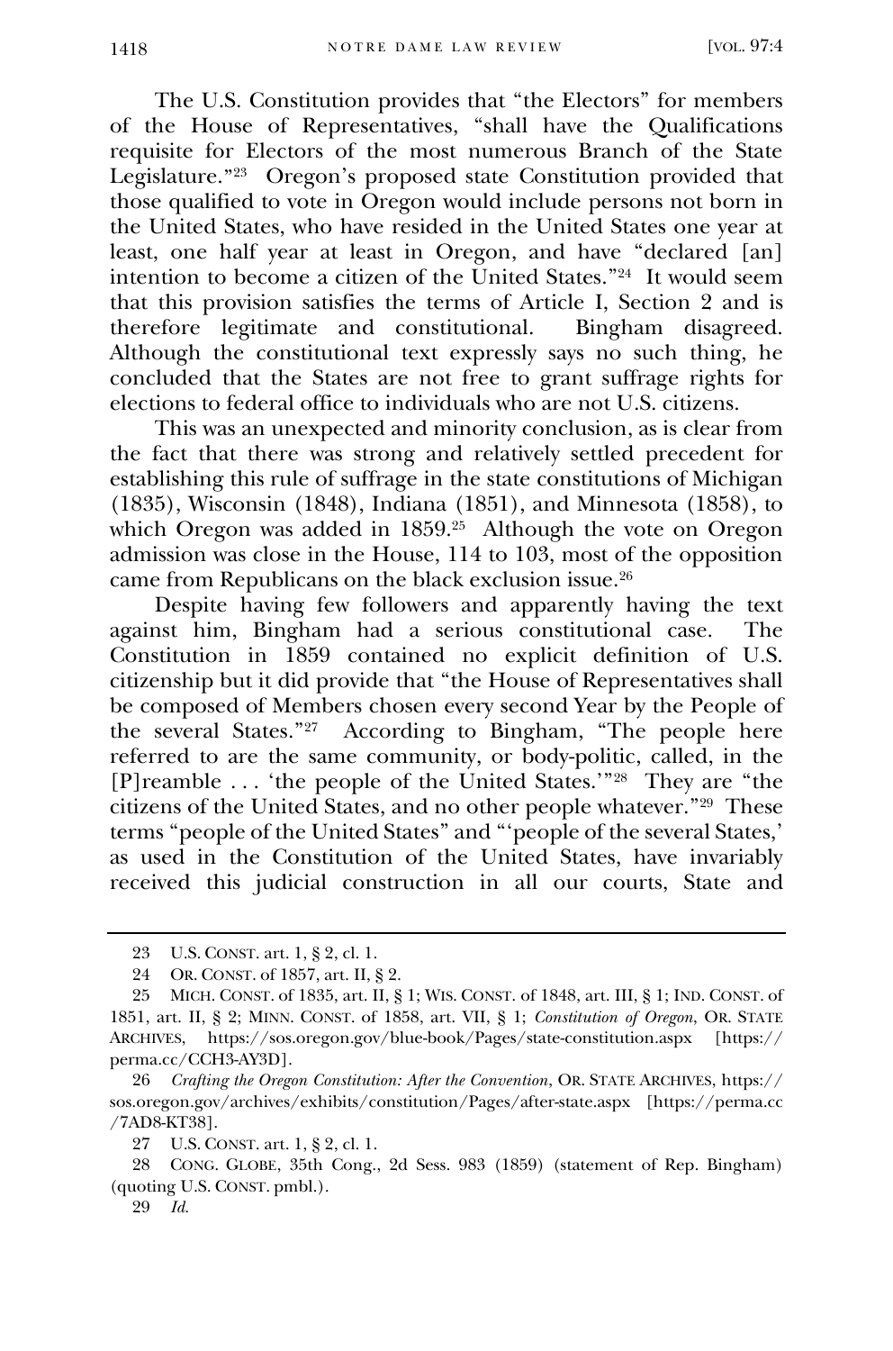The U.S. Constitution provides that "the Electors" for members of the House of Representatives, "shall have the Qualifications requisite for Electors of the most numerous Branch of the State Legislature."[23] Oregon's proposed state Constitution provided that those qualified to vote in Oregon would include persons not born in the United States, who have resided in the United States one year at least, one half year at least in Oregon, and have "declared [an] intention to become a citizen of the United States."[24] It would seem that this provision satisfies the terms of Article I, Section 2 and is therefore legitimate and constitutional. Bingham disagreed. Although the constitutional text expressly says no such thing, he concluded that the States are not free to grant suffrage rights for elections to federal office to individuals who are not U.S. citizens.

This was an unexpected and minority conclusion, as is clear from the fact that there was strong and relatively settled precedent for establishing this rule of suffrage in the state constitutions of Michigan (1835), Wisconsin (1848), Indiana (1851), and Minnesota (1858), to which Oregon was added in 1859.[25] Although the vote on Oregon admission was close in the House, 114 to 103, most of the opposition came from Republicans on the black exclusion issue.[26]

Despite having few followers and apparently having the text against him, Bingham had a serious constitutional case. The Constitution in 1859 contained no explicit definition of U.S. citizenship but it did provide that "the House of Representatives shall be composed of Members chosen every second Year by the People of the several States."[27] According to Bingham, "The people here referred to are the same community, or body-politic, called, in the [P]reamble . . . 'the people of the United States.'"[28] They are "the citizens of the United States, and no other people whatever."[29] These terms "people of the United States" and "'people of the several States,' as used in the Constitution of the United States, have invariably received this judicial construction in all our courts, State and

---

23 U.S. CONST. art. 1, § 2, cl. 1.

24 OR. CONST. of 1857, art. II, § 2.

25 MICH. CONST. of 1835, art. II, § 1; WIS. CONST. of 1848, art. III, § 1; IND. CONST. of 1851, art. II, § 2; MINN. CONST. of 1858, art. VII, § 1; *Constitution of Oregon*, OR. STATE ARCHIVES, https://sos.oregon.gov/blue-book/Pages/state-constitution.aspx [https://perma.cc/CCH3-AY3D].

26 *Crafting the Oregon Constitution: After the Convention*, OR. STATE ARCHIVES, https://sos.oregon.gov/archives/exhibits/constitution/Pages/after-state.aspx [https://perma.cc/7AD8-KT38].

27 U.S. CONST. art. 1, § 2, cl. 1.

28 CONG. GLOBE, 35th Cong., 2d Sess. 983 (1859) (statement of Rep. Bingham) (quoting U.S. CONST. pmbl.).

29 *Id.*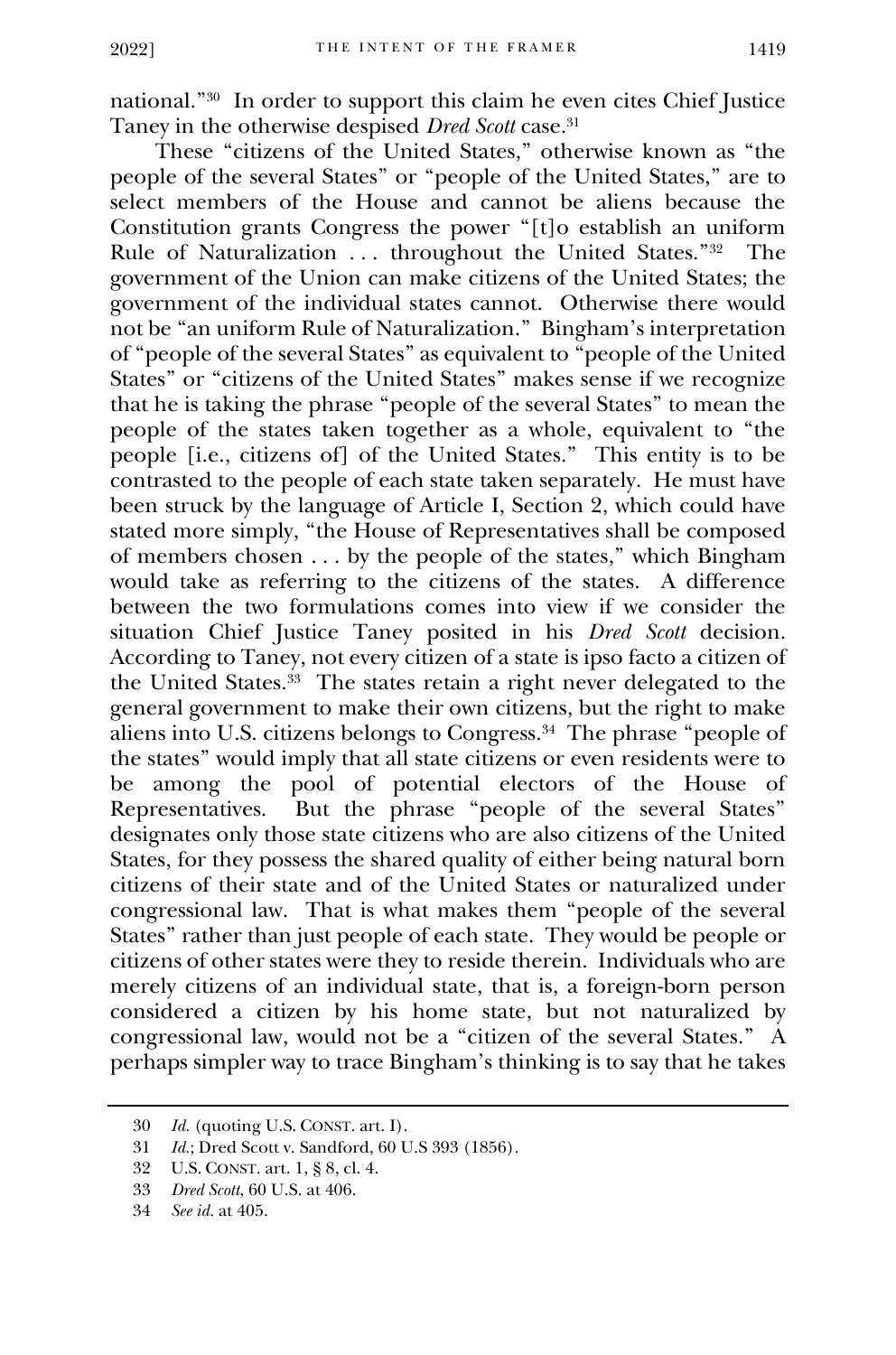national."[30] In order to support this claim he even cites Chief Justice Taney in the otherwise despised *Dred Scott* case.[31]

These "citizens of the United States," otherwise known as "the people of the several States" or "people of the United States," are to select members of the House and cannot be aliens because the Constitution grants Congress the power "[t]o establish an uniform Rule of Naturalization . . . throughout the United States."[32] The government of the Union can make citizens of the United States; the government of the individual states cannot. Otherwise there would not be "an uniform Rule of Naturalization." Bingham's interpretation of "people of the several States" as equivalent to "people of the United States" or "citizens of the United States" makes sense if we recognize that he is taking the phrase "people of the several States" to mean the people of the states taken together as a whole, equivalent to "the people [i.e., citizens of] of the United States." This entity is to be contrasted to the people of each state taken separately. He must have been struck by the language of Article I, Section 2, which could have stated more simply, "the House of Representatives shall be composed of members chosen . . . by the people of the states," which Bingham would take as referring to the citizens of the states. A difference between the two formulations comes into view if we consider the situation Chief Justice Taney posited in his *Dred Scott* decision. According to Taney, not every citizen of a state is ipso facto a citizen of the United States.[33] The states retain a right never delegated to the general government to make their own citizens, but the right to make aliens into U.S. citizens belongs to Congress.[34] The phrase "people of the states" would imply that all state citizens or even residents were to be among the pool of potential electors of the House of Representatives. But the phrase "people of the several States" designates only those state citizens who are also citizens of the United States, for they possess the shared quality of either being natural born citizens of their state and of the United States or naturalized under congressional law. That is what makes them "people of the several States" rather than just people of each state. They would be people or citizens of other states were they to reside therein. Individuals who are merely citizens of an individual state, that is, a foreign-born person considered a citizen by his home state, but not naturalized by congressional law, would not be a "citizen of the several States." A perhaps simpler way to trace Bingham's thinking is to say that he takes

30 *Id.* (quoting U.S. CONST. art. I).

31 *Id.*; Dred Scott v. Sandford, 60 U.S 393 (1856).

32 U.S. CONST. art. 1, § 8, cl. 4.

33 *Dred Scott*, 60 U.S. at 406.

34 *See id.* at 405.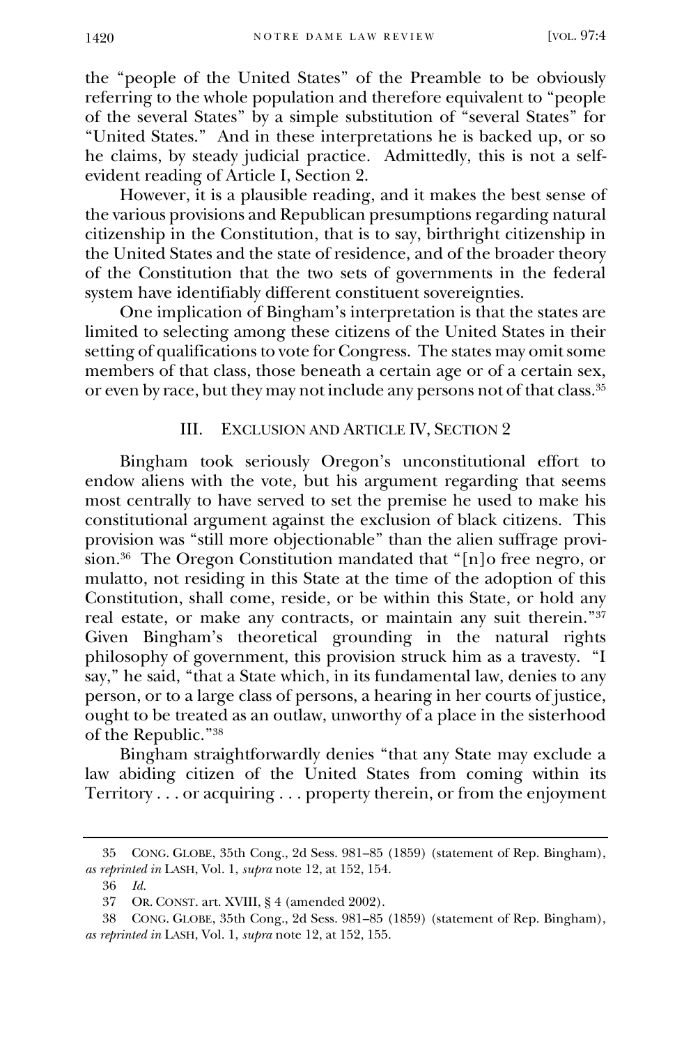the "people of the United States" of the Preamble to be obviously referring to the whole population and therefore equivalent to "people of the several States" by a simple substitution of "several States" for "United States." And in these interpretations he is backed up, or so he claims, by steady judicial practice. Admittedly, this is not a self-evident reading of Article I, Section 2.

However, it is a plausible reading, and it makes the best sense of the various provisions and Republican presumptions regarding natural citizenship in the Constitution, that is to say, birthright citizenship in the United States and the state of residence, and of the broader theory of the Constitution that the two sets of governments in the federal system have identifiably different constituent sovereignties.

One implication of Bingham's interpretation is that the states are limited to selecting among these citizens of the United States in their setting of qualifications to vote for Congress. The states may omit some members of that class, those beneath a certain age or of a certain sex, or even by race, but they may not include any persons not of that class.[35]

## III. Exclusion and Article IV, Section 2

Bingham took seriously Oregon's unconstitutional effort to endow aliens with the vote, but his argument regarding that seems most centrally to have served to set the premise he used to make his constitutional argument against the exclusion of black citizens. This provision was "still more objectionable" than the alien suffrage provision.[36] The Oregon Constitution mandated that "[n]o free negro, or mulatto, not residing in this State at the time of the adoption of this Constitution, shall come, reside, or be within this State, or hold any real estate, or make any contracts, or maintain any suit therein."[37] Given Bingham's theoretical grounding in the natural rights philosophy of government, this provision struck him as a travesty. "I say," he said, "that a State which, in its fundamental law, denies to any person, or to a large class of persons, a hearing in her courts of justice, ought to be treated as an outlaw, unworthy of a place in the sisterhood of the Republic."[38]

Bingham straightforwardly denies "that any State may exclude a law abiding citizen of the United States from coming within its Territory . . . or acquiring . . . property therein, or from the enjoyment

---

35 Cong. Globe, 35th Cong., 2d Sess. 981–85 (1859) (statement of Rep. Bingham), *as reprinted in* Lash, Vol. 1, *supra* note 12, at 152, 154.

36 *Id.*

37 Or. Const. art. XVIII, § 4 (amended 2002).

38 Cong. Globe, 35th Cong., 2d Sess. 981–85 (1859) (statement of Rep. Bingham), *as reprinted in* Lash, Vol. 1, *supra* note 12, at 152, 155.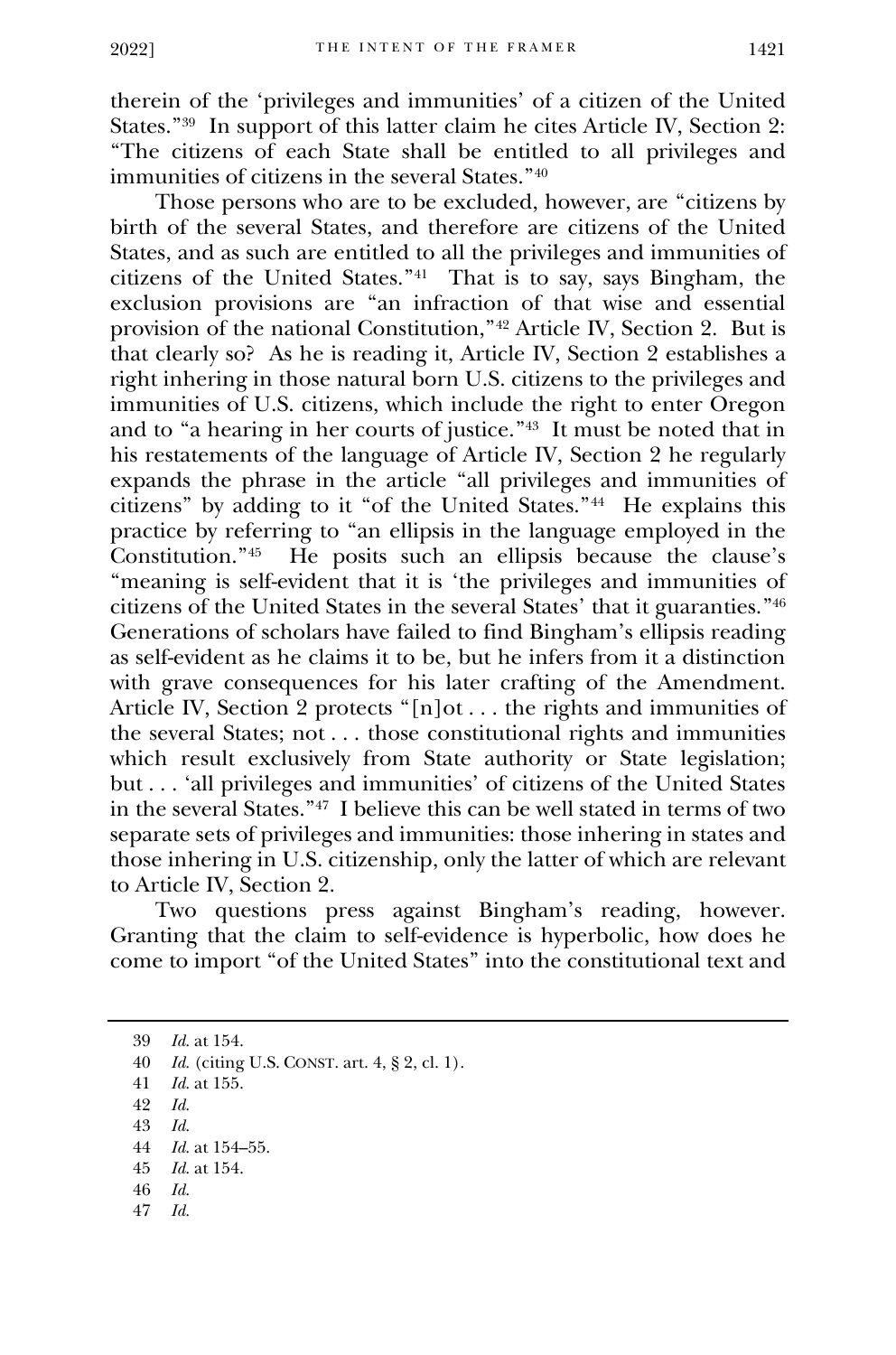therein of the 'privileges and immunities' of a citizen of the United States."[39] In support of this latter claim he cites Article IV, Section 2: "The citizens of each State shall be entitled to all privileges and immunities of citizens in the several States."[40]

Those persons who are to be excluded, however, are "citizens by birth of the several States, and therefore are citizens of the United States, and as such are entitled to all the privileges and immunities of citizens of the United States."[41] That is to say, says Bingham, the exclusion provisions are "an infraction of that wise and essential provision of the national Constitution,"[42] Article IV, Section 2. But is that clearly so? As he is reading it, Article IV, Section 2 establishes a right inhering in those natural born U.S. citizens to the privileges and immunities of U.S. citizens, which include the right to enter Oregon and to "a hearing in her courts of justice."[43] It must be noted that in his restatements of the language of Article IV, Section 2 he regularly expands the phrase in the article "all privileges and immunities of citizens" by adding to it "of the United States."[44] He explains this practice by referring to "an ellipsis in the language employed in the Constitution."[45] He posits such an ellipsis because the clause's "meaning is self-evident that it is 'the privileges and immunities of citizens of the United States in the several States' that it guaranties."[46] Generations of scholars have failed to find Bingham's ellipsis reading as self-evident as he claims it to be, but he infers from it a distinction with grave consequences for his later crafting of the Amendment. Article IV, Section 2 protects "[n]ot . . . the rights and immunities of the several States; not . . . those constitutional rights and immunities which result exclusively from State authority or State legislation; but . . . 'all privileges and immunities' of citizens of the United States in the several States."[47] I believe this can be well stated in terms of two separate sets of privileges and immunities: those inhering in states and those inhering in U.S. citizenship, only the latter of which are relevant to Article IV, Section 2.

Two questions press against Bingham's reading, however. Granting that the claim to self-evidence is hyperbolic, how does he come to import "of the United States" into the constitutional text and

---

39 *Id.* at 154.

40 *Id.* (citing U.S. CONST. art. 4, § 2, cl. 1).

41 *Id.* at 155.

42 *Id.*

43 *Id.*

44 *Id.* at 154–55.

45 *Id.* at 154.

46 *Id.*

47 *Id.*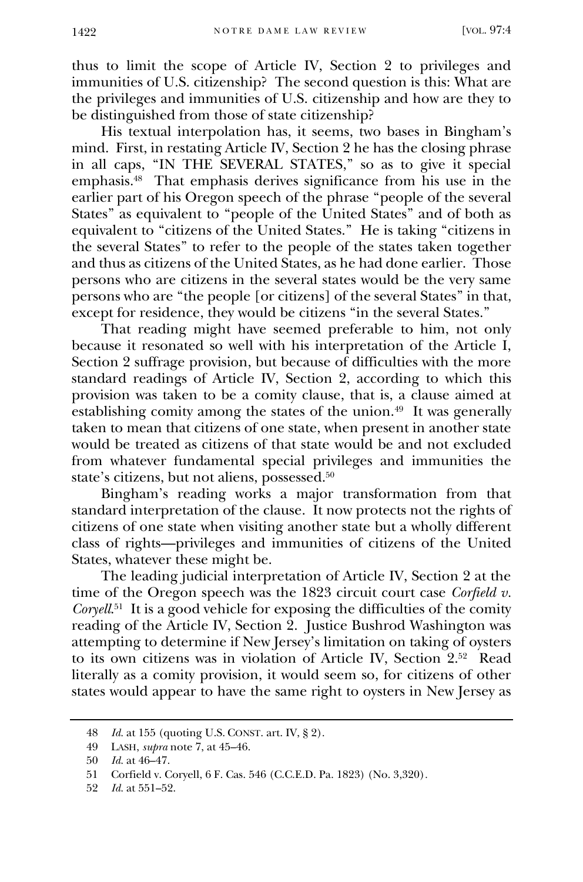thus to limit the scope of Article IV, Section 2 to privileges and immunities of U.S. citizenship? The second question is this: What are the privileges and immunities of U.S. citizenship and how are they to be distinguished from those of state citizenship?

His textual interpolation has, it seems, two bases in Bingham's mind. First, in restating Article IV, Section 2 he has the closing phrase in all caps, "IN THE SEVERAL STATES," so as to give it special emphasis.[48] That emphasis derives significance from his use in the earlier part of his Oregon speech of the phrase "people of the several States" as equivalent to "people of the United States" and of both as equivalent to "citizens of the United States." He is taking "citizens in the several States" to refer to the people of the states taken together and thus as citizens of the United States, as he had done earlier. Those persons who are citizens in the several states would be the very same persons who are "the people [or citizens] of the several States" in that, except for residence, they would be citizens "in the several States."

That reading might have seemed preferable to him, not only because it resonated so well with his interpretation of the Article I, Section 2 suffrage provision, but because of difficulties with the more standard readings of Article IV, Section 2, according to which this provision was taken to be a comity clause, that is, a clause aimed at establishing comity among the states of the union.[49] It was generally taken to mean that citizens of one state, when present in another state would be treated as citizens of that state would be and not excluded from whatever fundamental special privileges and immunities the state's citizens, but not aliens, possessed.[50]

Bingham's reading works a major transformation from that standard interpretation of the clause. It now protects not the rights of citizens of one state when visiting another state but a wholly different class of rights—privileges and immunities of citizens of the United States, whatever these might be.

The leading judicial interpretation of Article IV, Section 2 at the time of the Oregon speech was the 1823 circuit court case *Corfield v. Coryell*.[51] It is a good vehicle for exposing the difficulties of the comity reading of the Article IV, Section 2. Justice Bushrod Washington was attempting to determine if New Jersey's limitation on taking of oysters to its own citizens was in violation of Article IV, Section 2.[52] Read literally as a comity provision, it would seem so, for citizens of other states would appear to have the same right to oysters in New Jersey as

---

48 *Id.* at 155 (quoting U.S. CONST. art. IV, § 2).

49 LASH, *supra* note 7, at 45–46.

50 *Id.* at 46–47.

51 Corfield v. Coryell, 6 F. Cas. 546 (C.C.E.D. Pa. 1823) (No. 3,320).

52 *Id.* at 551–52.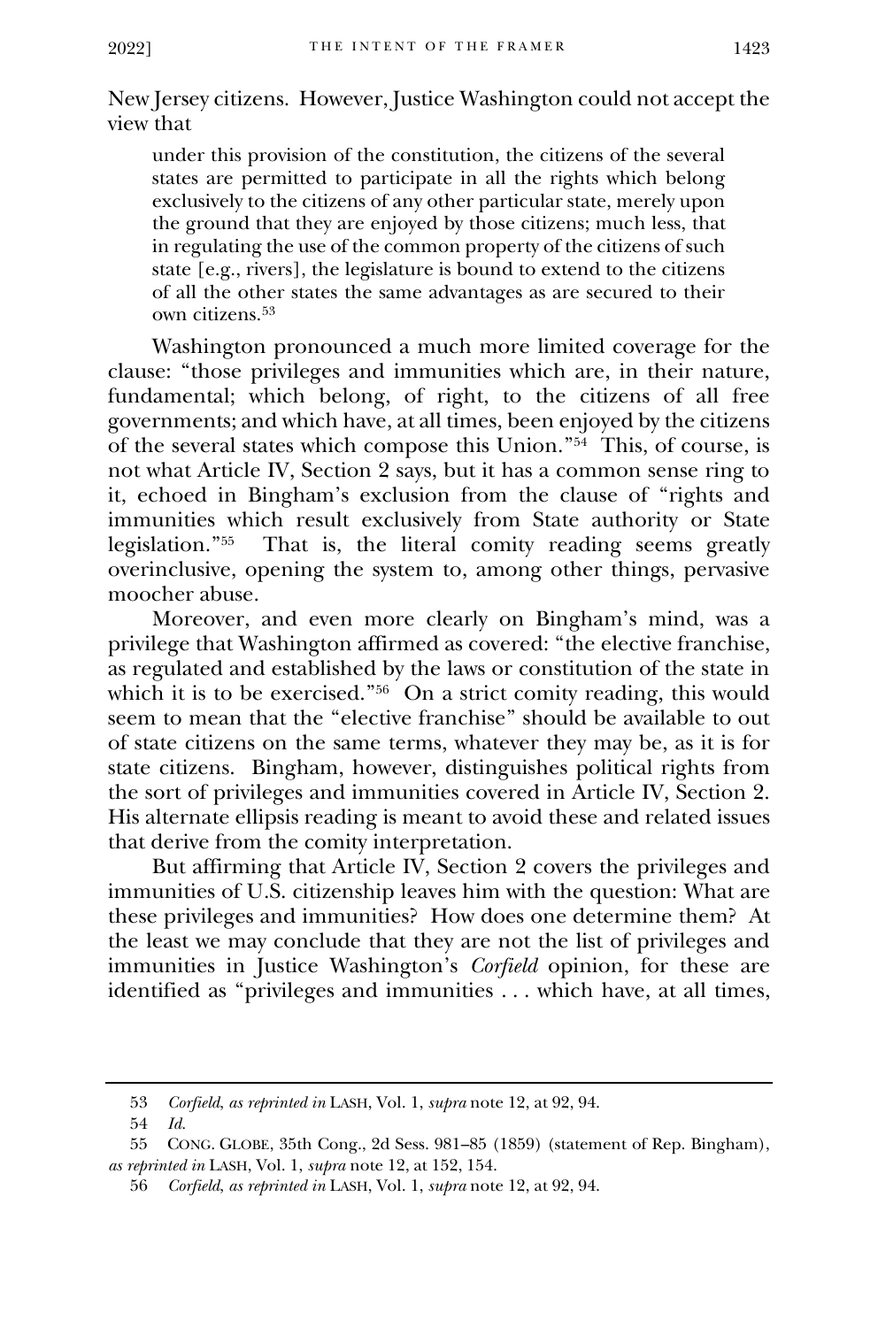New Jersey citizens. However, Justice Washington could not accept the view that

> under this provision of the constitution, the citizens of the several states are permitted to participate in all the rights which belong exclusively to the citizens of any other particular state, merely upon the ground that they are enjoyed by those citizens; much less, that in regulating the use of the common property of the citizens of such state [e.g., rivers], the legislature is bound to extend to the citizens of all the other states the same advantages as are secured to their own citizens.[53]

Washington pronounced a much more limited coverage for the clause: "those privileges and immunities which are, in their nature, fundamental; which belong, of right, to the citizens of all free governments; and which have, at all times, been enjoyed by the citizens of the several states which compose this Union."[54] This, of course, is not what Article IV, Section 2 says, but it has a common sense ring to it, echoed in Bingham's exclusion from the clause of "rights and immunities which result exclusively from State authority or State legislation."[55] That is, the literal comity reading seems greatly overinclusive, opening the system to, among other things, pervasive moocher abuse.

Moreover, and even more clearly on Bingham's mind, was a privilege that Washington affirmed as covered: "the elective franchise, as regulated and established by the laws or constitution of the state in which it is to be exercised."[56] On a strict comity reading, this would seem to mean that the "elective franchise" should be available to out of state citizens on the same terms, whatever they may be, as it is for state citizens. Bingham, however, distinguishes political rights from the sort of privileges and immunities covered in Article IV, Section 2. His alternate ellipsis reading is meant to avoid these and related issues that derive from the comity interpretation.

But affirming that Article IV, Section 2 covers the privileges and immunities of U.S. citizenship leaves him with the question: What are these privileges and immunities? How does one determine them? At the least we may conclude that they are not the list of privileges and immunities in Justice Washington's *Corfield* opinion, for these are identified as "privileges and immunities . . . which have, at all times,

---

53 *Corfield*, *as reprinted in* LASH, Vol. 1, *supra* note 12, at 92, 94.

54 *Id.*

55 CONG. GLOBE, 35th Cong., 2d Sess. 981–85 (1859) (statement of Rep. Bingham), *as reprinted in* LASH, Vol. 1, *supra* note 12, at 152, 154.

56 *Corfield*, *as reprinted in* LASH, Vol. 1, *supra* note 12, at 92, 94.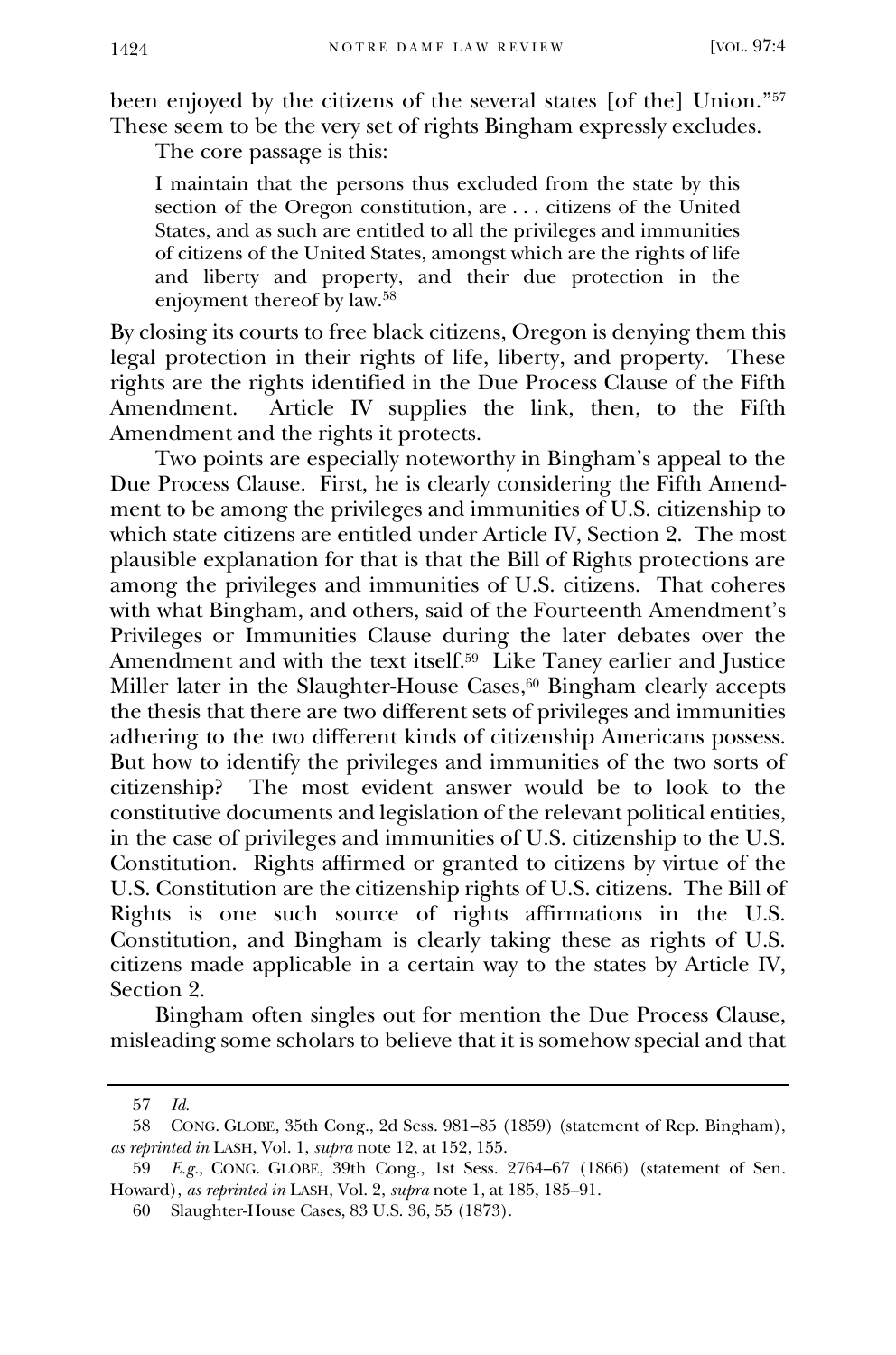been enjoyed by the citizens of the several states [of the] Union."[57] These seem to be the very set of rights Bingham expressly excludes.

The core passage is this:

> I maintain that the persons thus excluded from the state by this section of the Oregon constitution, are . . . citizens of the United States, and as such are entitled to all the privileges and immunities of citizens of the United States, amongst which are the rights of life and liberty and property, and their due protection in the enjoyment thereof by law.[58]

By closing its courts to free black citizens, Oregon is denying them this legal protection in their rights of life, liberty, and property. These rights are the rights identified in the Due Process Clause of the Fifth Amendment. Article IV supplies the link, then, to the Fifth Amendment and the rights it protects.

Two points are especially noteworthy in Bingham's appeal to the Due Process Clause. First, he is clearly considering the Fifth Amendment to be among the privileges and immunities of U.S. citizenship to which state citizens are entitled under Article IV, Section 2. The most plausible explanation for that is that the Bill of Rights protections are among the privileges and immunities of U.S. citizens. That coheres with what Bingham, and others, said of the Fourteenth Amendment's Privileges or Immunities Clause during the later debates over the Amendment and with the text itself.[59] Like Taney earlier and Justice Miller later in the Slaughter-House Cases,[60] Bingham clearly accepts the thesis that there are two different sets of privileges and immunities adhering to the two different kinds of citizenship Americans possess. But how to identify the privileges and immunities of the two sorts of citizenship? The most evident answer would be to look to the constitutive documents and legislation of the relevant political entities, in the case of privileges and immunities of U.S. citizenship to the U.S. Constitution. Rights affirmed or granted to citizens by virtue of the U.S. Constitution are the citizenship rights of U.S. citizens. The Bill of Rights is one such source of rights affirmations in the U.S. Constitution, and Bingham is clearly taking these as rights of U.S. citizens made applicable in a certain way to the states by Article IV, Section 2.

Bingham often singles out for mention the Due Process Clause, misleading some scholars to believe that it is somehow special and that

---

57 *Id.*

58 CONG. GLOBE, 35th Cong., 2d Sess. 981–85 (1859) (statement of Rep. Bingham), *as reprinted in* LASH, Vol. 1, *supra* note 12, at 152, 155.

59 *E.g.*, CONG. GLOBE, 39th Cong., 1st Sess. 2764–67 (1866) (statement of Sen. Howard), *as reprinted in* LASH, Vol. 2, *supra* note 1, at 185, 185–91.

60 Slaughter-House Cases, 83 U.S. 36, 55 (1873).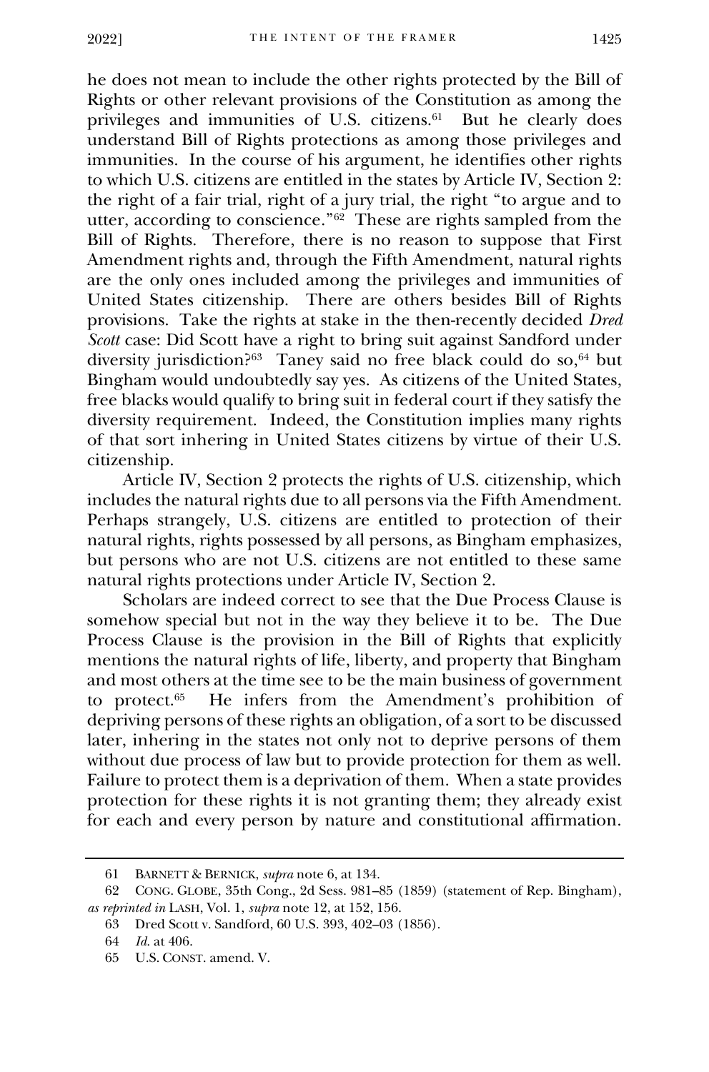he does not mean to include the other rights protected by the Bill of Rights or other relevant provisions of the Constitution as among the privileges and immunities of U.S. citizens.[61] But he clearly does understand Bill of Rights protections as among those privileges and immunities. In the course of his argument, he identifies other rights to which U.S. citizens are entitled in the states by Article IV, Section 2: the right of a fair trial, right of a jury trial, the right "to argue and to utter, according to conscience."[62] These are rights sampled from the Bill of Rights. Therefore, there is no reason to suppose that First Amendment rights and, through the Fifth Amendment, natural rights are the only ones included among the privileges and immunities of United States citizenship. There are others besides Bill of Rights provisions. Take the rights at stake in the then-recently decided *Dred Scott* case: Did Scott have a right to bring suit against Sandford under diversity jurisdiction?[63] Taney said no free black could do so,[64] but Bingham would undoubtedly say yes. As citizens of the United States, free blacks would qualify to bring suit in federal court if they satisfy the diversity requirement. Indeed, the Constitution implies many rights of that sort inhering in United States citizens by virtue of their U.S. citizenship.

Article IV, Section 2 protects the rights of U.S. citizenship, which includes the natural rights due to all persons via the Fifth Amendment. Perhaps strangely, U.S. citizens are entitled to protection of their natural rights, rights possessed by all persons, as Bingham emphasizes, but persons who are not U.S. citizens are not entitled to these same natural rights protections under Article IV, Section 2.

Scholars are indeed correct to see that the Due Process Clause is somehow special but not in the way they believe it to be. The Due Process Clause is the provision in the Bill of Rights that explicitly mentions the natural rights of life, liberty, and property that Bingham and most others at the time see to be the main business of government to protect.[65] He infers from the Amendment's prohibition of depriving persons of these rights an obligation, of a sort to be discussed later, inhering in the states not only not to deprive persons of them without due process of law but to provide protection for them as well. Failure to protect them is a deprivation of them. When a state provides protection for these rights it is not granting them; they already exist for each and every person by nature and constitutional affirmation.

---

61 BARNETT & BERNICK, *supra* note 6, at 134.

62 CONG. GLOBE, 35th Cong., 2d Sess. 981–85 (1859) (statement of Rep. Bingham), *as reprinted in* LASH, Vol. 1, *supra* note 12, at 152, 156.

63 Dred Scott v. Sandford, 60 U.S. 393, 402–03 (1856).

64 *Id.* at 406.

65 U.S. CONST. amend. V.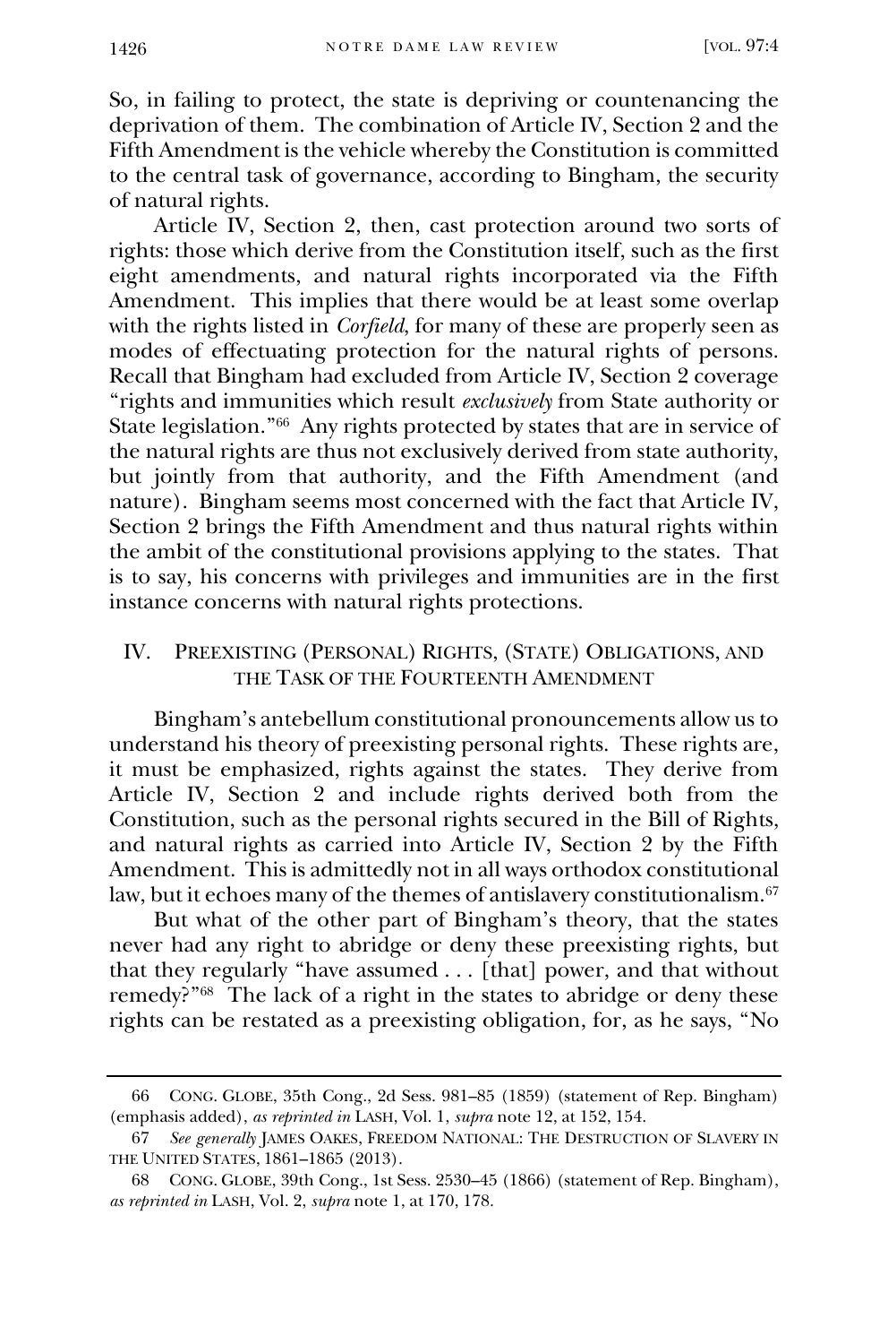So, in failing to protect, the state is depriving or countenancing the deprivation of them. The combination of Article IV, Section 2 and the Fifth Amendment is the vehicle whereby the Constitution is committed to the central task of governance, according to Bingham, the security of natural rights.

Article IV, Section 2, then, cast protection around two sorts of rights: those which derive from the Constitution itself, such as the first eight amendments, and natural rights incorporated via the Fifth Amendment. This implies that there would be at least some overlap with the rights listed in *Corfield*, for many of these are properly seen as modes of effectuating protection for the natural rights of persons. Recall that Bingham had excluded from Article IV, Section 2 coverage "rights and immunities which result *exclusively* from State authority or State legislation."[66] Any rights protected by states that are in service of the natural rights are thus not exclusively derived from state authority, but jointly from that authority, and the Fifth Amendment (and nature). Bingham seems most concerned with the fact that Article IV, Section 2 brings the Fifth Amendment and thus natural rights within the ambit of the constitutional provisions applying to the states. That is to say, his concerns with privileges and immunities are in the first instance concerns with natural rights protections.

## IV. PREEXISTING (PERSONAL) RIGHTS, (STATE) OBLIGATIONS, AND THE TASK OF THE FOURTEENTH AMENDMENT

Bingham's antebellum constitutional pronouncements allow us to understand his theory of preexisting personal rights. These rights are, it must be emphasized, rights against the states. They derive from Article IV, Section 2 and include rights derived both from the Constitution, such as the personal rights secured in the Bill of Rights, and natural rights as carried into Article IV, Section 2 by the Fifth Amendment. This is admittedly not in all ways orthodox constitutional law, but it echoes many of the themes of antislavery constitutionalism.[67]

But what of the other part of Bingham's theory, that the states never had any right to abridge or deny these preexisting rights, but that they regularly "have assumed . . . [that] power, and that without remedy?"[68] The lack of a right in the states to abridge or deny these rights can be restated as a preexisting obligation, for, as he says, "No

---

66 CONG. GLOBE, 35th Cong., 2d Sess. 981–85 (1859) (statement of Rep. Bingham) (emphasis added), *as reprinted in* LASH, Vol. 1, *supra* note 12, at 152, 154.

67 *See generally* JAMES OAKES, FREEDOM NATIONAL: THE DESTRUCTION OF SLAVERY IN THE UNITED STATES, 1861–1865 (2013).

68 CONG. GLOBE, 39th Cong., 1st Sess. 2530–45 (1866) (statement of Rep. Bingham), *as reprinted in* LASH, Vol. 2, *supra* note 1, at 170, 178.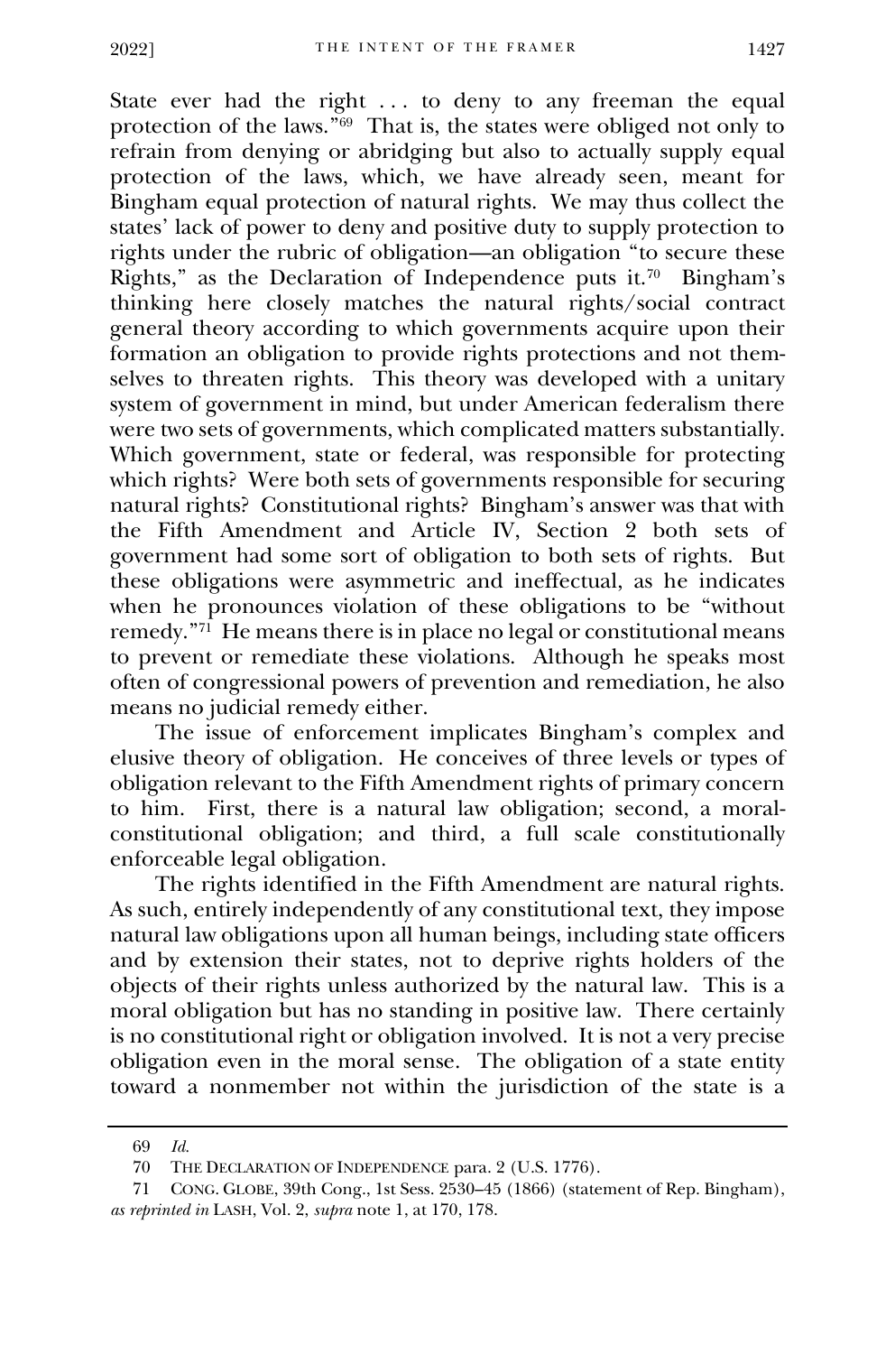State ever had the right . . . to deny to any freeman the equal protection of the laws."[69] That is, the states were obliged not only to refrain from denying or abridging but also to actually supply equal protection of the laws, which, we have already seen, meant for Bingham equal protection of natural rights. We may thus collect the states' lack of power to deny and positive duty to supply protection to rights under the rubric of obligation—an obligation "to secure these Rights," as the Declaration of Independence puts it.[70] Bingham's thinking here closely matches the natural rights/social contract general theory according to which governments acquire upon their formation an obligation to provide rights protections and not themselves to threaten rights. This theory was developed with a unitary system of government in mind, but under American federalism there were two sets of governments, which complicated matters substantially. Which government, state or federal, was responsible for protecting which rights? Were both sets of governments responsible for securing natural rights? Constitutional rights? Bingham's answer was that with the Fifth Amendment and Article IV, Section 2 both sets of government had some sort of obligation to both sets of rights. But these obligations were asymmetric and ineffectual, as he indicates when he pronounces violation of these obligations to be "without remedy."[71] He means there is in place no legal or constitutional means to prevent or remediate these violations. Although he speaks most often of congressional powers of prevention and remediation, he also means no judicial remedy either.

The issue of enforcement implicates Bingham's complex and elusive theory of obligation. He conceives of three levels or types of obligation relevant to the Fifth Amendment rights of primary concern to him. First, there is a natural law obligation; second, a moral-constitutional obligation; and third, a full scale constitutionally enforceable legal obligation.

The rights identified in the Fifth Amendment are natural rights. As such, entirely independently of any constitutional text, they impose natural law obligations upon all human beings, including state officers and by extension their states, not to deprive rights holders of the objects of their rights unless authorized by the natural law. This is a moral obligation but has no standing in positive law. There certainly is no constitutional right or obligation involved. It is not a very precise obligation even in the moral sense. The obligation of a state entity toward a nonmember not within the jurisdiction of the state is a

---

69 *Id.*

70 THE DECLARATION OF INDEPENDENCE para. 2 (U.S. 1776).

71 CONG. GLOBE, 39th Cong., 1st Sess. 2530–45 (1866) (statement of Rep. Bingham), *as reprinted in* LASH, Vol. 2, *supra* note 1, at 170, 178.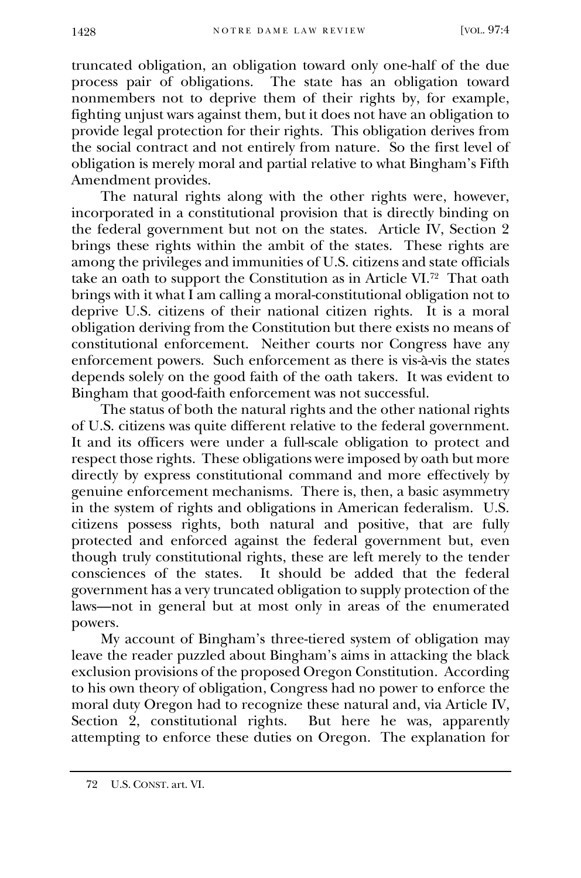truncated obligation, an obligation toward only one-half of the due process pair of obligations. The state has an obligation toward nonmembers not to deprive them of their rights by, for example, fighting unjust wars against them, but it does not have an obligation to provide legal protection for their rights. This obligation derives from the social contract and not entirely from nature. So the first level of obligation is merely moral and partial relative to what Bingham's Fifth Amendment provides.

The natural rights along with the other rights were, however, incorporated in a constitutional provision that is directly binding on the federal government but not on the states. Article IV, Section 2 brings these rights within the ambit of the states. These rights are among the privileges and immunities of U.S. citizens and state officials take an oath to support the Constitution as in Article VI.[72] That oath brings with it what I am calling a moral-constitutional obligation not to deprive U.S. citizens of their national citizen rights. It is a moral obligation deriving from the Constitution but there exists no means of constitutional enforcement. Neither courts nor Congress have any enforcement powers. Such enforcement as there is vis-à-vis the states depends solely on the good faith of the oath takers. It was evident to Bingham that good-faith enforcement was not successful.

The status of both the natural rights and the other national rights of U.S. citizens was quite different relative to the federal government. It and its officers were under a full-scale obligation to protect and respect those rights. These obligations were imposed by oath but more directly by express constitutional command and more effectively by genuine enforcement mechanisms. There is, then, a basic asymmetry in the system of rights and obligations in American federalism. U.S. citizens possess rights, both natural and positive, that are fully protected and enforced against the federal government but, even though truly constitutional rights, these are left merely to the tender consciences of the states. It should be added that the federal government has a very truncated obligation to supply protection of the laws—not in general but at most only in areas of the enumerated powers.

My account of Bingham's three-tiered system of obligation may leave the reader puzzled about Bingham's aims in attacking the black exclusion provisions of the proposed Oregon Constitution. According to his own theory of obligation, Congress had no power to enforce the moral duty Oregon had to recognize these natural and, via Article IV, Section 2, constitutional rights. But here he was, apparently attempting to enforce these duties on Oregon. The explanation for

72 U.S. CONST. art. VI.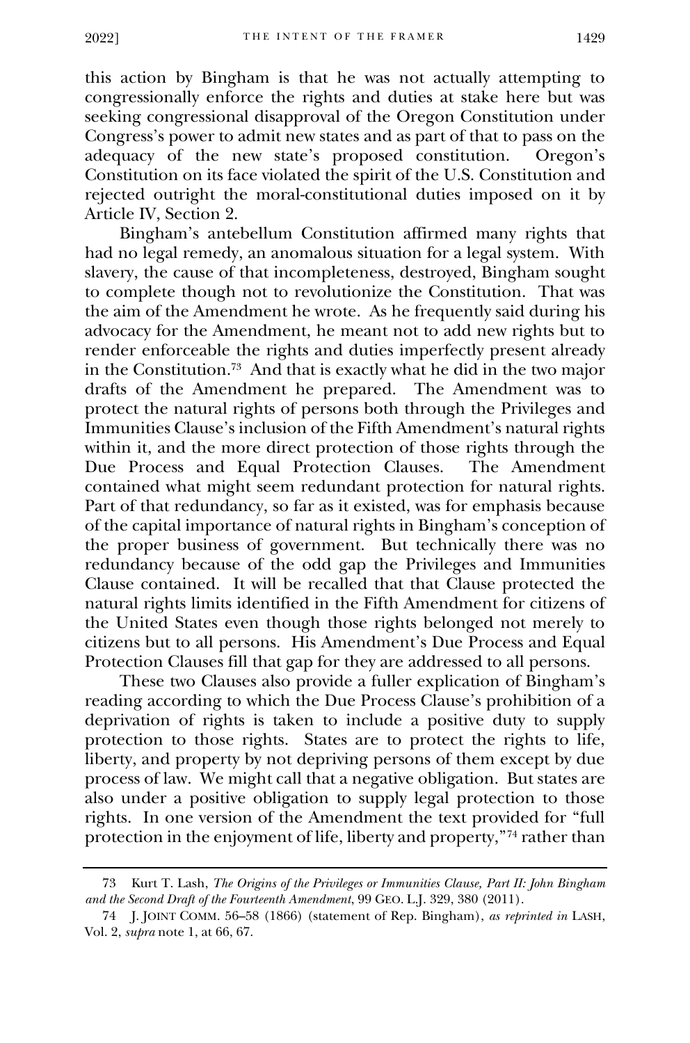this action by Bingham is that he was not actually attempting to congressionally enforce the rights and duties at stake here but was seeking congressional disapproval of the Oregon Constitution under Congress's power to admit new states and as part of that to pass on the adequacy of the new state's proposed constitution. Oregon's Constitution on its face violated the spirit of the U.S. Constitution and rejected outright the moral-constitutional duties imposed on it by Article IV, Section 2.

Bingham's antebellum Constitution affirmed many rights that had no legal remedy, an anomalous situation for a legal system. With slavery, the cause of that incompleteness, destroyed, Bingham sought to complete though not to revolutionize the Constitution. That was the aim of the Amendment he wrote. As he frequently said during his advocacy for the Amendment, he meant not to add new rights but to render enforceable the rights and duties imperfectly present already in the Constitution.[73] And that is exactly what he did in the two major drafts of the Amendment he prepared. The Amendment was to protect the natural rights of persons both through the Privileges and Immunities Clause's inclusion of the Fifth Amendment's natural rights within it, and the more direct protection of those rights through the Due Process and Equal Protection Clauses. The Amendment contained what might seem redundant protection for natural rights. Part of that redundancy, so far as it existed, was for emphasis because of the capital importance of natural rights in Bingham's conception of the proper business of government. But technically there was no redundancy because of the odd gap the Privileges and Immunities Clause contained. It will be recalled that that Clause protected the natural rights limits identified in the Fifth Amendment for citizens of the United States even though those rights belonged not merely to citizens but to all persons. His Amendment's Due Process and Equal Protection Clauses fill that gap for they are addressed to all persons.

These two Clauses also provide a fuller explication of Bingham's reading according to which the Due Process Clause's prohibition of a deprivation of rights is taken to include a positive duty to supply protection to those rights. States are to protect the rights to life, liberty, and property by not depriving persons of them except by due process of law. We might call that a negative obligation. But states are also under a positive obligation to supply legal protection to those rights. In one version of the Amendment the text provided for "full protection in the enjoyment of life, liberty and property,"[74] rather than

---

73 Kurt T. Lash, *The Origins of the Privileges or Immunities Clause, Part II: John Bingham and the Second Draft of the Fourteenth Amendment*, 99 GEO. L.J. 329, 380 (2011).

74 J. JOINT COMM. 56–58 (1866) (statement of Rep. Bingham), *as reprinted in* LASH, Vol. 2, *supra* note 1, at 66, 67.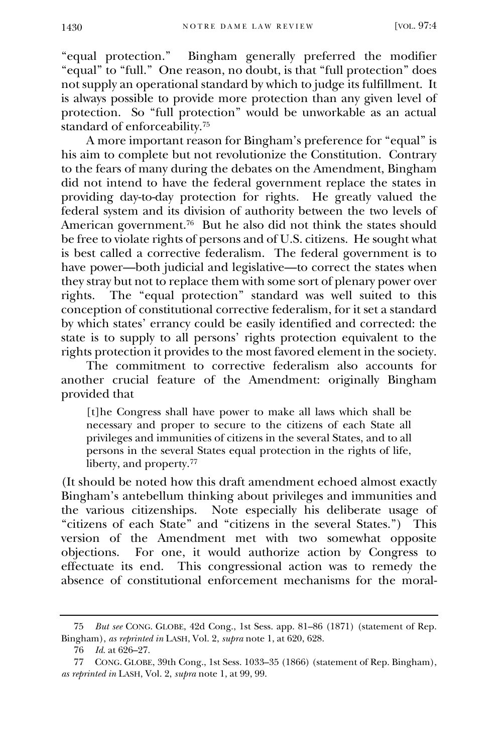"equal protection." Bingham generally preferred the modifier "equal" to "full." One reason, no doubt, is that "full protection" does not supply an operational standard by which to judge its fulfillment. It is always possible to provide more protection than any given level of protection. So "full protection" would be unworkable as an actual standard of enforceability.[75]

A more important reason for Bingham's preference for "equal" is his aim to complete but not revolutionize the Constitution. Contrary to the fears of many during the debates on the Amendment, Bingham did not intend to have the federal government replace the states in providing day-to-day protection for rights. He greatly valued the federal system and its division of authority between the two levels of American government.[76] But he also did not think the states should be free to violate rights of persons and of U.S. citizens. He sought what is best called a corrective federalism. The federal government is to have power—both judicial and legislative—to correct the states when they stray but not to replace them with some sort of plenary power over rights. The "equal protection" standard was well suited to this conception of constitutional corrective federalism, for it set a standard by which states' errancy could be easily identified and corrected: the state is to supply to all persons' rights protection equivalent to the rights protection it provides to the most favored element in the society.

The commitment to corrective federalism also accounts for another crucial feature of the Amendment: originally Bingham provided that

> [t]he Congress shall have power to make all laws which shall be necessary and proper to secure to the citizens of each State all privileges and immunities of citizens in the several States, and to all persons in the several States equal protection in the rights of life, liberty, and property.[77]

(It should be noted how this draft amendment echoed almost exactly Bingham's antebellum thinking about privileges and immunities and the various citizenships. Note especially his deliberate usage of "citizens of each State" and "citizens in the several States.") This version of the Amendment met with two somewhat opposite objections. For one, it would authorize action by Congress to effectuate its end. This congressional action was to remedy the absence of constitutional enforcement mechanisms for the moral-

---

75 *But see* CONG. GLOBE, 42d Cong., 1st Sess. app. 81–86 (1871) (statement of Rep. Bingham), *as reprinted in* LASH, Vol. 2, *supra* note 1, at 620, 628.

76 *Id.* at 626–27.

77 CONG. GLOBE, 39th Cong., 1st Sess. 1033–35 (1866) (statement of Rep. Bingham), *as reprinted in* LASH, Vol. 2, *supra* note 1, at 99, 99.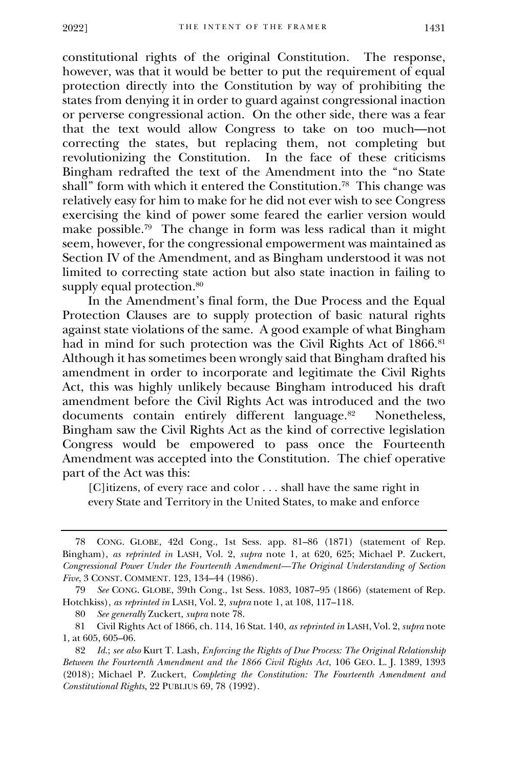constitutional rights of the original Constitution. The response, however, was that it would be better to put the requirement of equal protection directly into the Constitution by way of prohibiting the states from denying it in order to guard against congressional inaction or perverse congressional action. On the other side, there was a fear that the text would allow Congress to take on too much—not correcting the states, but replacing them, not completing but revolutionizing the Constitution. In the face of these criticisms Bingham redrafted the text of the Amendment into the "no State shall" form with which it entered the Constitution.[78] This change was relatively easy for him to make for he did not ever wish to see Congress exercising the kind of power some feared the earlier version would make possible.[79] The change in form was less radical than it might seem, however, for the congressional empowerment was maintained as Section IV of the Amendment, and as Bingham understood it was not limited to correcting state action but also state inaction in failing to supply equal protection.[80]

In the Amendment's final form, the Due Process and the Equal Protection Clauses are to supply protection of basic natural rights against state violations of the same. A good example of what Bingham had in mind for such protection was the Civil Rights Act of 1866.[81] Although it has sometimes been wrongly said that Bingham drafted his amendment in order to incorporate and legitimate the Civil Rights Act, this was highly unlikely because Bingham introduced his draft amendment before the Civil Rights Act was introduced and the two documents contain entirely different language.[82] Nonetheless, Bingham saw the Civil Rights Act as the kind of corrective legislation Congress would be empowered to pass once the Fourteenth Amendment was accepted into the Constitution. The chief operative part of the Act was this:

> [C]itizens, of every race and color . . . shall have the same right in every State and Territory in the United States, to make and enforce

---

78 CONG. GLOBE, 42d Cong., 1st Sess. app. 81–86 (1871) (statement of Rep. Bingham), *as reprinted in* LASH, Vol. 2, *supra* note 1, at 620, 625; Michael P. Zuckert, *Congressional Power Under the Fourteenth Amendment—The Original Understanding of Section Five*, 3 CONST. COMMENT. 123, 134–44 (1986).

79 *See* CONG. GLOBE, 39th Cong., 1st Sess. 1083, 1087–95 (1866) (statement of Rep. Hotchkiss), *as reprinted in* LASH, Vol. 2, *supra* note 1, at 108, 117–118.

80 *See generally* Zuckert, *supra* note 78.

81 Civil Rights Act of 1866, ch. 114, 16 Stat. 140, *as reprinted in* LASH, Vol. 2, *supra* note 1, at 605, 605–06.

82 *Id.*; *see also* Kurt T. Lash, *Enforcing the Rights of Due Process: The Original Relationship Between the Fourteenth Amendment and the 1866 Civil Rights Act*, 106 GEO. L. J. 1389, 1393 (2018); Michael P. Zuckert, *Completing the Constitution: The Fourteenth Amendment and Constitutional Rights*, 22 PUBLIUS 69, 78 (1992).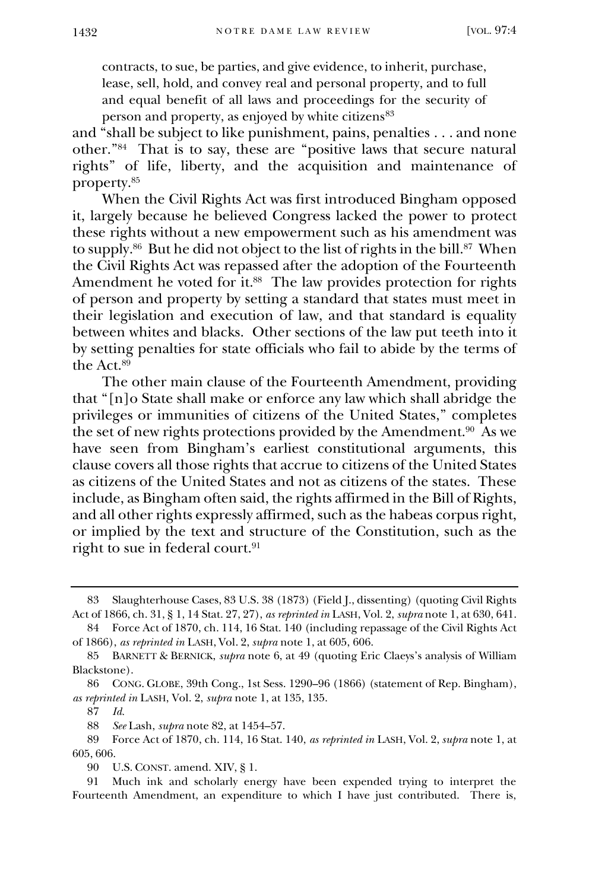> contracts, to sue, be parties, and give evidence, to inherit, purchase, lease, sell, hold, and convey real and personal property, and to full and equal benefit of all laws and proceedings for the security of person and property, as enjoyed by white citizens[83]

and "shall be subject to like punishment, pains, penalties . . . and none other."[84] That is to say, these are "positive laws that secure natural rights" of life, liberty, and the acquisition and maintenance of property.[85]

When the Civil Rights Act was first introduced Bingham opposed it, largely because he believed Congress lacked the power to protect these rights without a new empowerment such as his amendment was to supply.[86] But he did not object to the list of rights in the bill.[87] When the Civil Rights Act was repassed after the adoption of the Fourteenth Amendment he voted for it.[88] The law provides protection for rights of person and property by setting a standard that states must meet in their legislation and execution of law, and that standard is equality between whites and blacks. Other sections of the law put teeth into it by setting penalties for state officials who fail to abide by the terms of the Act.[89]

The other main clause of the Fourteenth Amendment, providing that "[n]o State shall make or enforce any law which shall abridge the privileges or immunities of citizens of the United States," completes the set of new rights protections provided by the Amendment.[90] As we have seen from Bingham's earliest constitutional arguments, this clause covers all those rights that accrue to citizens of the United States as citizens of the United States and not as citizens of the states. These include, as Bingham often said, the rights affirmed in the Bill of Rights, and all other rights expressly affirmed, such as the habeas corpus right, or implied by the text and structure of the Constitution, such as the right to sue in federal court.[91]

---

83 Slaughterhouse Cases, 83 U.S. 38 (1873) (Field J., dissenting) (quoting Civil Rights Act of 1866, ch. 31, § 1, 14 Stat. 27, 27), *as reprinted in* LASH, Vol. 2, *supra* note 1, at 630, 641.

84 Force Act of 1870, ch. 114, 16 Stat. 140 (including repassage of the Civil Rights Act of 1866), *as reprinted in* LASH, Vol. 2, *supra* note 1, at 605, 606.

85 BARNETT & BERNICK, *supra* note 6, at 49 (quoting Eric Claeys's analysis of William Blackstone).

86 CONG. GLOBE, 39th Cong., 1st Sess. 1290–96 (1866) (statement of Rep. Bingham), *as reprinted in* LASH, Vol. 2, *supra* note 1, at 135, 135.

87 *Id.*

88 *See* Lash, *supra* note 82, at 1454–57.

89 Force Act of 1870, ch. 114, 16 Stat. 140, *as reprinted in* LASH, Vol. 2, *supra* note 1, at 605, 606.

90 U.S. CONST. amend. XIV, § 1.

91 Much ink and scholarly energy have been expended trying to interpret the Fourteenth Amendment, an expenditure to which I have just contributed. There is,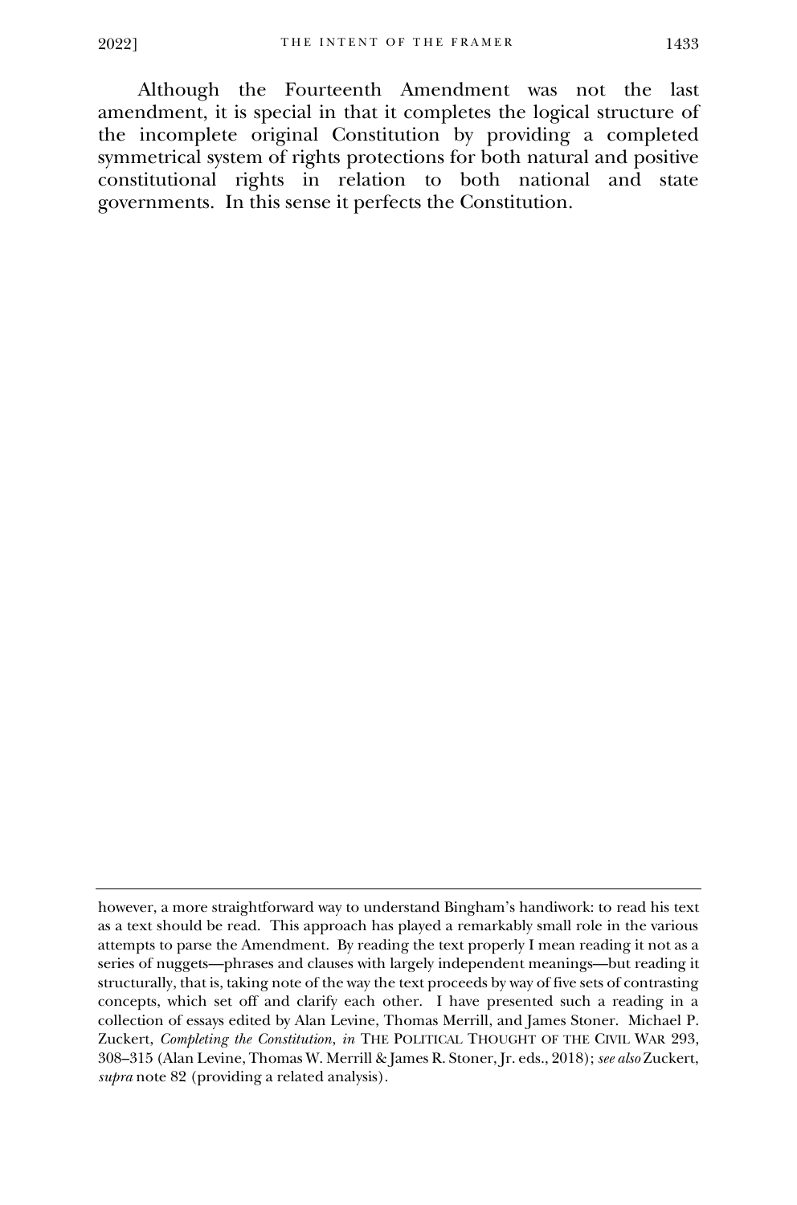Although the Fourteenth Amendment was not the last amendment, it is special in that it completes the logical structure of the incomplete original Constitution by providing a completed symmetrical system of rights protections for both natural and positive constitutional rights in relation to both national and state governments. In this sense it perfects the Constitution.

---

however, a more straightforward way to understand Bingham's handiwork: to read his text as a text should be read. This approach has played a remarkably small role in the various attempts to parse the Amendment. By reading the text properly I mean reading it not as a series of nuggets—phrases and clauses with largely independent meanings—but reading it structurally, that is, taking note of the way the text proceeds by way of five sets of contrasting concepts, which set off and clarify each other. I have presented such a reading in a collection of essays edited by Alan Levine, Thomas Merrill, and James Stoner. Michael P. Zuckert, *Completing the Constitution*, *in* THE POLITICAL THOUGHT OF THE CIVIL WAR 293, 308–315 (Alan Levine, Thomas W. Merrill & James R. Stoner, Jr. eds., 2018); *see also* Zuckert, *supra* note 82 (providing a related analysis).